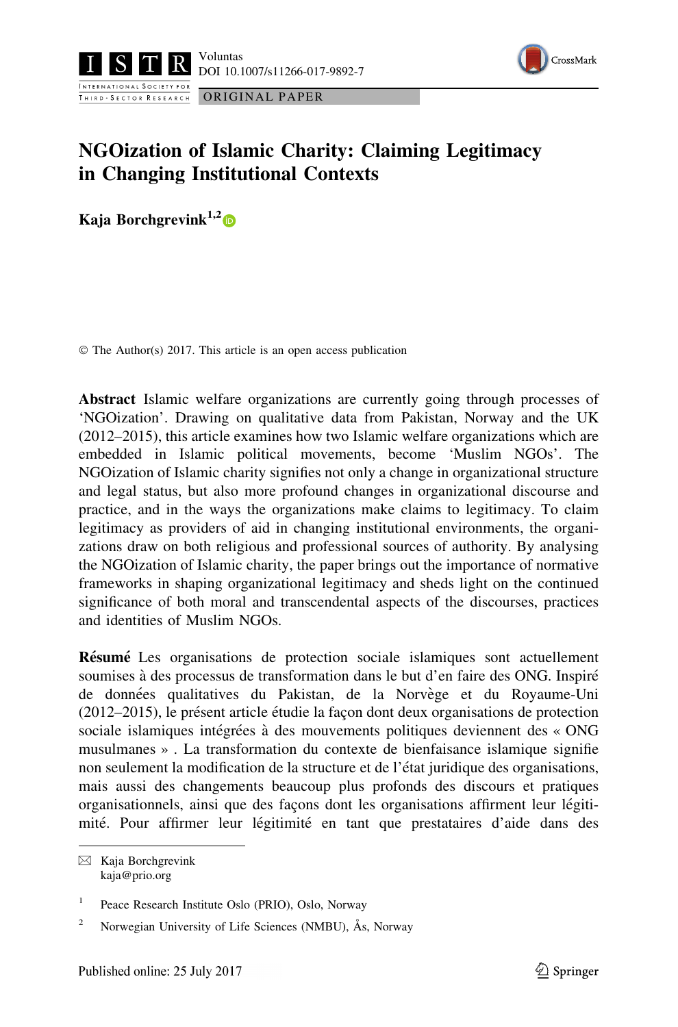ORIGINAL PAPER

# NGOization of Islamic Charity: Claiming Legitimacy in Changing Institutional Contexts

**Kaja Borchgrevink**[1,2]

© The Author(s) 2017. This article is an open access publication

**Abstract** Islamic welfare organizations are currently going through processes of 'NGOization'. Drawing on qualitative data from Pakistan, Norway and the UK (2012–2015), this article examines how two Islamic welfare organizations which are embedded in Islamic political movements, become 'Muslim NGOs'. The NGOization of Islamic charity signifies not only a change in organizational structure and legal status, but also more profound changes in organizational discourse and practice, and in the ways the organizations make claims to legitimacy. To claim legitimacy as providers of aid in changing institutional environments, the organizations draw on both religious and professional sources of authority. By analysing the NGOization of Islamic charity, the paper brings out the importance of normative frameworks in shaping organizational legitimacy and sheds light on the continued significance of both moral and transcendental aspects of the discourses, practices and identities of Muslim NGOs.

**Résumé** Les organisations de protection sociale islamiques sont actuellement soumises à des processus de transformation dans le but d'en faire des ONG. Inspiré de données qualitatives du Pakistan, de la Norvège et du Royaume-Uni (2012–2015), le présent article étudie la façon dont deux organisations de protection sociale islamiques intégrées à des mouvements politiques deviennent des « ONG musulmanes » . La transformation du contexte de bienfaisance islamique signifie non seulement la modification de la structure et de l'état juridique des organisations, mais aussi des changements beaucoup plus profonds des discours et pratiques organisationnels, ainsi que des façons dont les organisations affirment leur légitimité. Pour affirmer leur légitimité en tant que prestataires d'aide dans des

---

✉ Kaja Borchgrevink
kaja@prio.org

[1] Peace Research Institute Oslo (PRIO), Oslo, Norway

[2] Norwegian University of Life Sciences (NMBU), Ås, Norway

Published online: 25 July 2017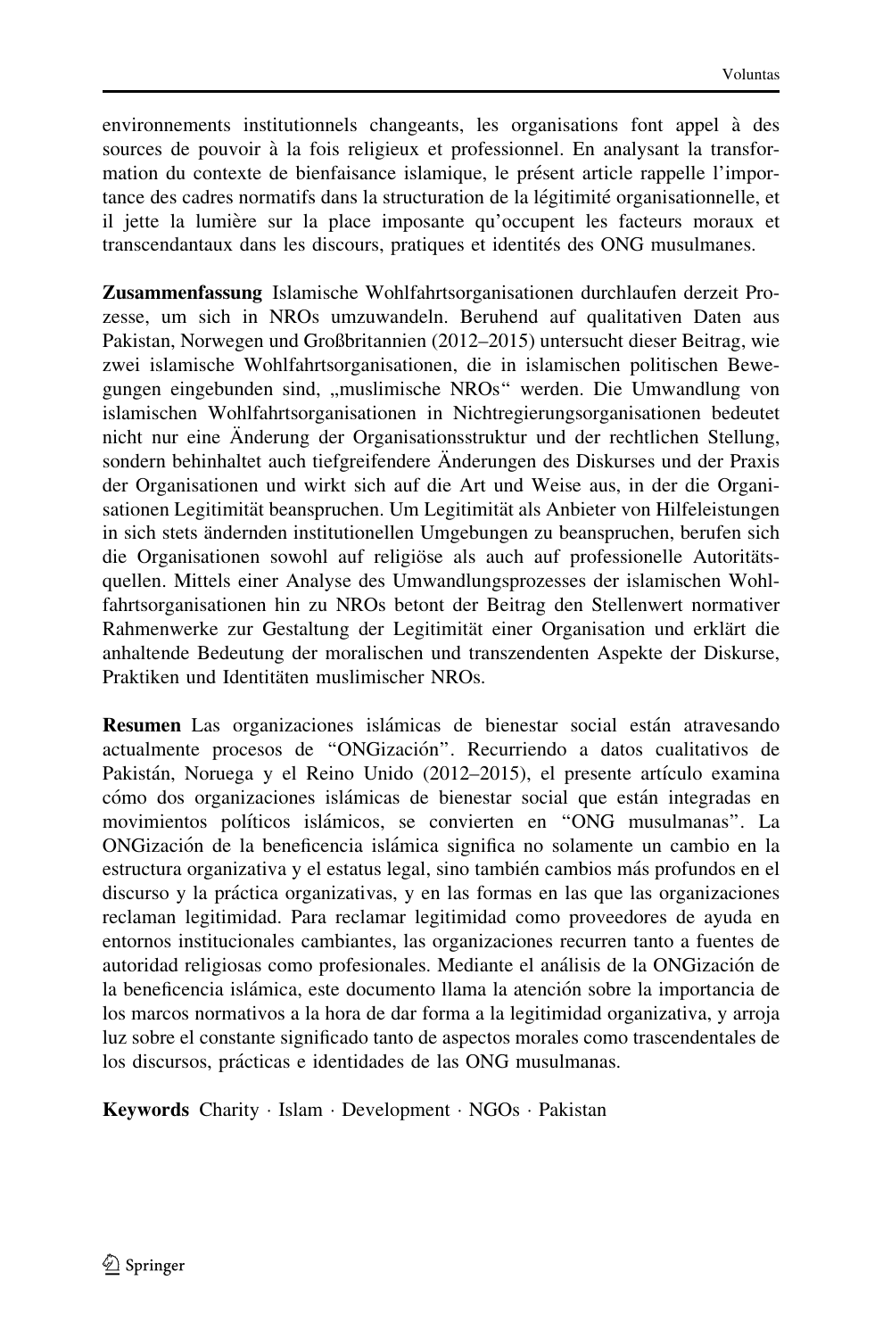environnements institutionnels changeants, les organisations font appel à des sources de pouvoir à la fois religieux et professionnel. En analysant la transformation du contexte de bienfaisance islamique, le présent article rappelle l'importance des cadres normatifs dans la structuration de la légitimité organisationnelle, et il jette la lumière sur la place imposante qu'occupent les facteurs moraux et transcendantaux dans les discours, pratiques et identités des ONG musulmanes.

**Zusammenfassung** Islamische Wohlfahrtsorganisationen durchlaufen derzeit Prozesse, um sich in NROs umzuwandeln. Beruhend auf qualitativen Daten aus Pakistan, Norwegen und Großbritannien (2012–2015) untersucht dieser Beitrag, wie zwei islamische Wohlfahrtsorganisationen, die in islamischen politischen Bewegungen eingebunden sind, „muslimische NROs" werden. Die Umwandlung von islamischen Wohlfahrtsorganisationen in Nichtregierungsorganisationen bedeutet nicht nur eine Änderung der Organisationsstruktur und der rechtlichen Stellung, sondern behinhaltet auch tiefgreifendere Änderungen des Diskurses und der Praxis der Organisationen und wirkt sich auf die Art und Weise aus, in der die Organisationen Legitimität beanspruchen. Um Legitimität als Anbieter von Hilfeleistungen in sich stets ändernden institutionellen Umgebungen zu beanspruchen, berufen sich die Organisationen sowohl auf religiöse als auch auf professionelle Autoritätsquellen. Mittels einer Analyse des Umwandlungsprozesses der islamischen Wohlfahrtsorganisationen hin zu NROs betont der Beitrag den Stellenwert normativer Rahmenwerke zur Gestaltung der Legitimität einer Organisation und erklärt die anhaltende Bedeutung der moralischen und transzendenten Aspekte der Diskurse, Praktiken und Identitäten muslimischer NROs.

**Resumen** Las organizaciones islámicas de bienestar social están atravesando actualmente procesos de "ONGización". Recurriendo a datos cualitativos de Pakistán, Noruega y el Reino Unido (2012–2015), el presente artículo examina cómo dos organizaciones islámicas de bienestar social que están integradas en movimientos políticos islámicos, se convierten en "ONG musulmanas". La ONGización de la beneficencia islámica significa no solamente un cambio en la estructura organizativa y el estatus legal, sino también cambios más profundos en el discurso y la práctica organizativas, y en las formas en las que las organizaciones reclaman legitimidad. Para reclamar legitimidad como proveedores de ayuda en entornos institucionales cambiantes, las organizaciones recurren tanto a fuentes de autoridad religiosas como profesionales. Mediante el análisis de la ONGización de la beneficencia islámica, este documento llama la atención sobre la importancia de los marcos normativos a la hora de dar forma a la legitimidad organizativa, y arroja luz sobre el constante significado tanto de aspectos morales como trascendentales de los discursos, prácticas e identidades de las ONG musulmanas.

**Keywords** Charity · Islam · Development · NGOs · Pakistan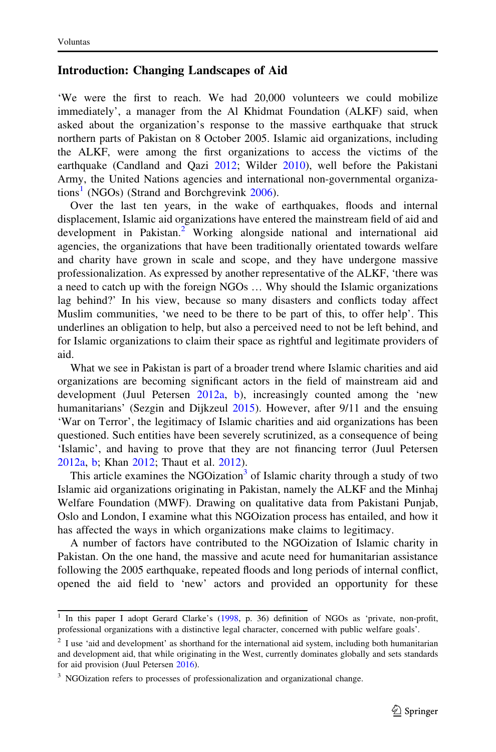## Introduction: Changing Landscapes of Aid

'We were the first to reach. We had 20,000 volunteers we could mobilize immediately', a manager from the Al Khidmat Foundation (ALKF) said, when asked about the organization's response to the massive earthquake that struck northern parts of Pakistan on 8 October 2005. Islamic aid organizations, including the ALKF, were among the first organizations to access the victims of the earthquake (Candland and Qazi 2012; Wilder 2010), well before the Pakistani Army, the United Nations agencies and international non-governmental organizations[1] (NGOs) (Strand and Borchgrevink 2006).

Over the last ten years, in the wake of earthquakes, floods and internal displacement, Islamic aid organizations have entered the mainstream field of aid and development in Pakistan.[2] Working alongside national and international aid agencies, the organizations that have been traditionally orientated towards welfare and charity have grown in scale and scope, and they have undergone massive professionalization. As expressed by another representative of the ALKF, 'there was a need to catch up with the foreign NGOs … Why should the Islamic organizations lag behind?' In his view, because so many disasters and conflicts today affect Muslim communities, 'we need to be there to be part of this, to offer help'. This underlines an obligation to help, but also a perceived need to not be left behind, and for Islamic organizations to claim their space as rightful and legitimate providers of aid.

What we see in Pakistan is part of a broader trend where Islamic charities and aid organizations are becoming significant actors in the field of mainstream aid and development (Juul Petersen 2012a, b), increasingly counted among the 'new humanitarians' (Sezgin and Dijkzeul 2015). However, after 9/11 and the ensuing 'War on Terror', the legitimacy of Islamic charities and aid organizations has been questioned. Such entities have been severely scrutinized, as a consequence of being 'Islamic', and having to prove that they are not financing terror (Juul Petersen 2012a, b; Khan 2012; Thaut et al. 2012).

This article examines the NGOization[3] of Islamic charity through a study of two Islamic aid organizations originating in Pakistan, namely the ALKF and the Minhaj Welfare Foundation (MWF). Drawing on qualitative data from Pakistani Punjab, Oslo and London, I examine what this NGOization process has entailed, and how it has affected the ways in which organizations make claims to legitimacy.

A number of factors have contributed to the NGOization of Islamic charity in Pakistan. On the one hand, the massive and acute need for humanitarian assistance following the 2005 earthquake, repeated floods and long periods of internal conflict, opened the aid field to 'new' actors and provided an opportunity for these

---

[1] In this paper I adopt Gerard Clarke's (1998, p. 36) definition of NGOs as 'private, non-profit, professional organizations with a distinctive legal character, concerned with public welfare goals'.

[2] I use 'aid and development' as shorthand for the international aid system, including both humanitarian and development aid, that while originating in the West, currently dominates globally and sets standards for aid provision (Juul Petersen 2016).

[3] NGOization refers to processes of professionalization and organizational change.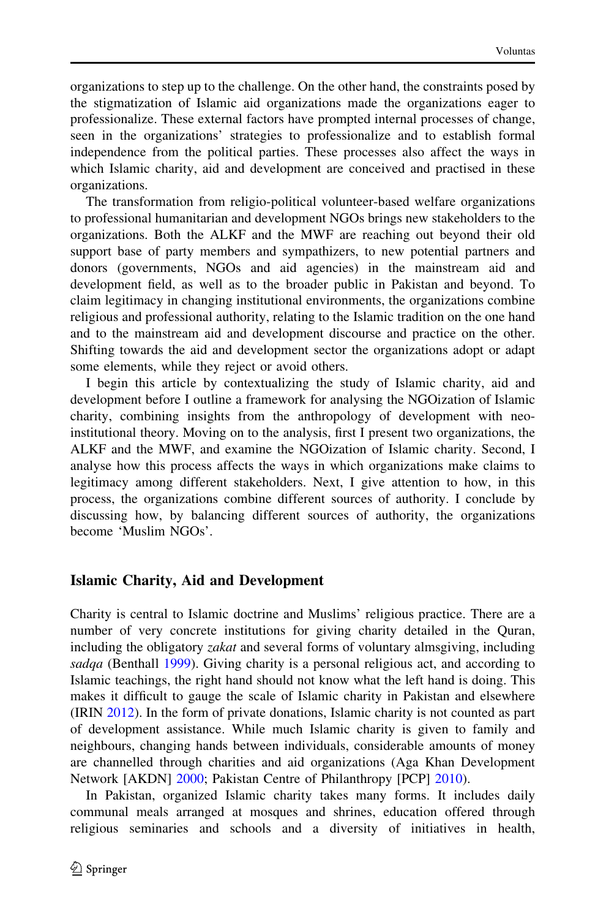organizations to step up to the challenge. On the other hand, the constraints posed by the stigmatization of Islamic aid organizations made the organizations eager to professionalize. These external factors have prompted internal processes of change, seen in the organizations' strategies to professionalize and to establish formal independence from the political parties. These processes also affect the ways in which Islamic charity, aid and development are conceived and practised in these organizations.

The transformation from religio-political volunteer-based welfare organizations to professional humanitarian and development NGOs brings new stakeholders to the organizations. Both the ALKF and the MWF are reaching out beyond their old support base of party members and sympathizers, to new potential partners and donors (governments, NGOs and aid agencies) in the mainstream aid and development field, as well as to the broader public in Pakistan and beyond. To claim legitimacy in changing institutional environments, the organizations combine religious and professional authority, relating to the Islamic tradition on the one hand and to the mainstream aid and development discourse and practice on the other. Shifting towards the aid and development sector the organizations adopt or adapt some elements, while they reject or avoid others.

I begin this article by contextualizing the study of Islamic charity, aid and development before I outline a framework for analysing the NGOization of Islamic charity, combining insights from the anthropology of development with neo-institutional theory. Moving on to the analysis, first I present two organizations, the ALKF and the MWF, and examine the NGOization of Islamic charity. Second, I analyse how this process affects the ways in which organizations make claims to legitimacy among different stakeholders. Next, I give attention to how, in this process, the organizations combine different sources of authority. I conclude by discussing how, by balancing different sources of authority, the organizations become 'Muslim NGOs'.

## Islamic Charity, Aid and Development

Charity is central to Islamic doctrine and Muslims' religious practice. There are a number of very concrete institutions for giving charity detailed in the Quran, including the obligatory *zakat* and several forms of voluntary almsgiving, including *sadqa* (Benthall 1999). Giving charity is a personal religious act, and according to Islamic teachings, the right hand should not know what the left hand is doing. This makes it difficult to gauge the scale of Islamic charity in Pakistan and elsewhere (IRIN 2012). In the form of private donations, Islamic charity is not counted as part of development assistance. While much Islamic charity is given to family and neighbours, changing hands between individuals, considerable amounts of money are channelled through charities and aid organizations (Aga Khan Development Network [AKDN] 2000; Pakistan Centre of Philanthropy [PCP] 2010).

In Pakistan, organized Islamic charity takes many forms. It includes daily communal meals arranged at mosques and shrines, education offered through religious seminaries and schools and a diversity of initiatives in health,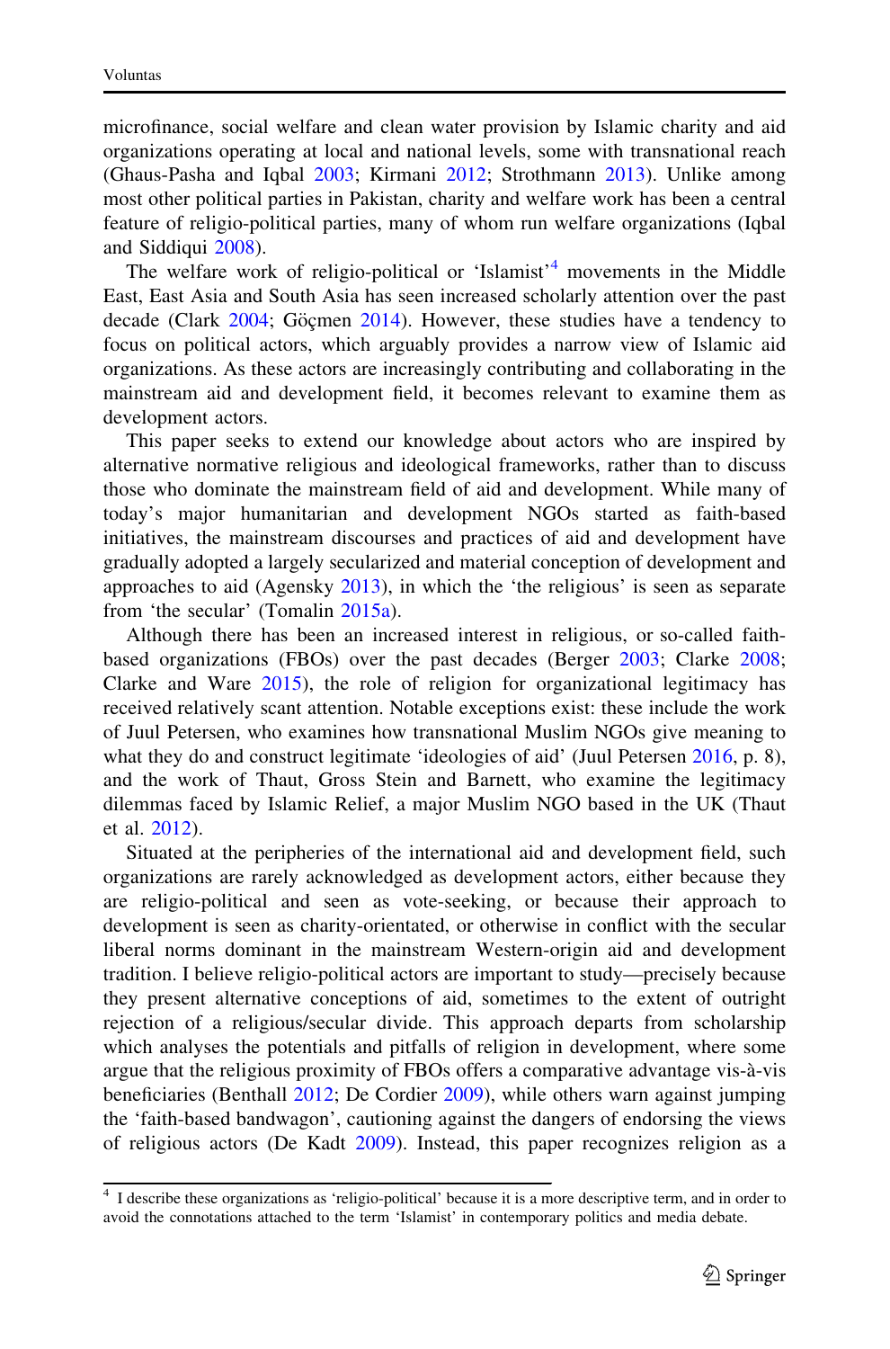microfinance, social welfare and clean water provision by Islamic charity and aid organizations operating at local and national levels, some with transnational reach (Ghaus-Pasha and Iqbal 2003; Kirmani 2012; Strothmann 2013). Unlike among most other political parties in Pakistan, charity and welfare work has been a central feature of religio-political parties, many of whom run welfare organizations (Iqbal and Siddiqui 2008).

The welfare work of religio-political or 'Islamist'[4] movements in the Middle East, East Asia and South Asia has seen increased scholarly attention over the past decade (Clark 2004; Göçmen 2014). However, these studies have a tendency to focus on political actors, which arguably provides a narrow view of Islamic aid organizations. As these actors are increasingly contributing and collaborating in the mainstream aid and development field, it becomes relevant to examine them as development actors.

This paper seeks to extend our knowledge about actors who are inspired by alternative normative religious and ideological frameworks, rather than to discuss those who dominate the mainstream field of aid and development. While many of today's major humanitarian and development NGOs started as faith-based initiatives, the mainstream discourses and practices of aid and development have gradually adopted a largely secularized and material conception of development and approaches to aid (Agensky 2013), in which the 'the religious' is seen as separate from 'the secular' (Tomalin 2015a).

Although there has been an increased interest in religious, or so-called faith-based organizations (FBOs) over the past decades (Berger 2003; Clarke 2008; Clarke and Ware 2015), the role of religion for organizational legitimacy has received relatively scant attention. Notable exceptions exist: these include the work of Juul Petersen, who examines how transnational Muslim NGOs give meaning to what they do and construct legitimate 'ideologies of aid' (Juul Petersen 2016, p. 8), and the work of Thaut, Gross Stein and Barnett, who examine the legitimacy dilemmas faced by Islamic Relief, a major Muslim NGO based in the UK (Thaut et al. 2012).

Situated at the peripheries of the international aid and development field, such organizations are rarely acknowledged as development actors, either because they are religio-political and seen as vote-seeking, or because their approach to development is seen as charity-orientated, or otherwise in conflict with the secular liberal norms dominant in the mainstream Western-origin aid and development tradition. I believe religio-political actors are important to study—precisely because they present alternative conceptions of aid, sometimes to the extent of outright rejection of a religious/secular divide. This approach departs from scholarship which analyses the potentials and pitfalls of religion in development, where some argue that the religious proximity of FBOs offers a comparative advantage vis-à-vis beneficiaries (Benthall 2012; De Cordier 2009), while others warn against jumping the 'faith-based bandwagon', cautioning against the dangers of endorsing the views of religious actors (De Kadt 2009). Instead, this paper recognizes religion as a

[4] I describe these organizations as 'religio-political' because it is a more descriptive term, and in order to avoid the connotations attached to the term 'Islamist' in contemporary politics and media debate.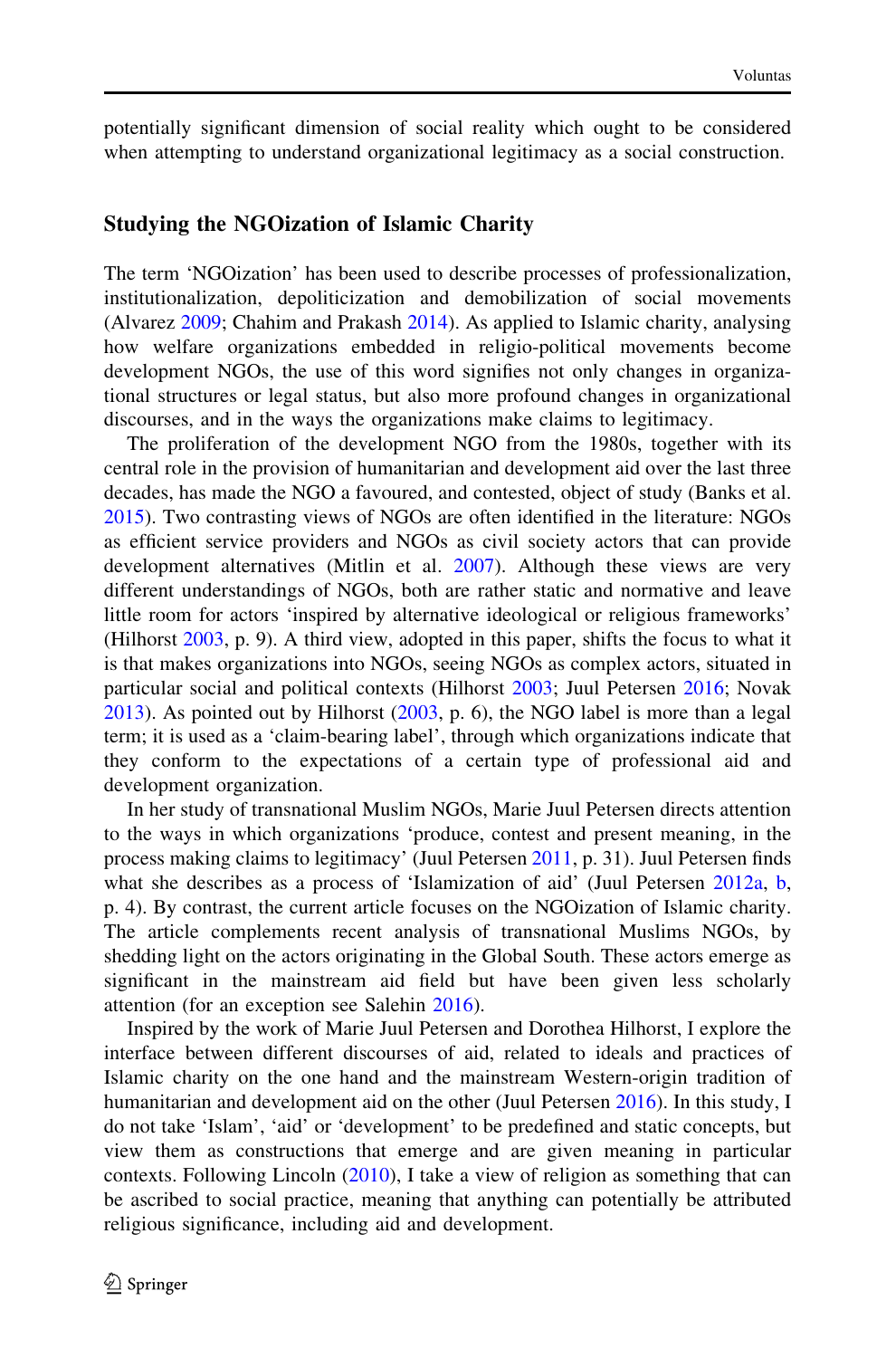potentially significant dimension of social reality which ought to be considered when attempting to understand organizational legitimacy as a social construction.

## Studying the NGOization of Islamic Charity

The term 'NGOization' has been used to describe processes of professionalization, institutionalization, depoliticization and demobilization of social movements (Alvarez 2009; Chahim and Prakash 2014). As applied to Islamic charity, analysing how welfare organizations embedded in religio-political movements become development NGOs, the use of this word signifies not only changes in organizational structures or legal status, but also more profound changes in organizational discourses, and in the ways the organizations make claims to legitimacy.

The proliferation of the development NGO from the 1980s, together with its central role in the provision of humanitarian and development aid over the last three decades, has made the NGO a favoured, and contested, object of study (Banks et al. 2015). Two contrasting views of NGOs are often identified in the literature: NGOs as efficient service providers and NGOs as civil society actors that can provide development alternatives (Mitlin et al. 2007). Although these views are very different understandings of NGOs, both are rather static and normative and leave little room for actors 'inspired by alternative ideological or religious frameworks' (Hilhorst 2003, p. 9). A third view, adopted in this paper, shifts the focus to what it is that makes organizations into NGOs, seeing NGOs as complex actors, situated in particular social and political contexts (Hilhorst 2003; Juul Petersen 2016; Novak 2013). As pointed out by Hilhorst (2003, p. 6), the NGO label is more than a legal term; it is used as a 'claim-bearing label', through which organizations indicate that they conform to the expectations of a certain type of professional aid and development organization.

In her study of transnational Muslim NGOs, Marie Juul Petersen directs attention to the ways in which organizations 'produce, contest and present meaning, in the process making claims to legitimacy' (Juul Petersen 2011, p. 31). Juul Petersen finds what she describes as a process of 'Islamization of aid' (Juul Petersen 2012a, b, p. 4). By contrast, the current article focuses on the NGOization of Islamic charity. The article complements recent analysis of transnational Muslims NGOs, by shedding light on the actors originating in the Global South. These actors emerge as significant in the mainstream aid field but have been given less scholarly attention (for an exception see Salehin 2016).

Inspired by the work of Marie Juul Petersen and Dorothea Hilhorst, I explore the interface between different discourses of aid, related to ideals and practices of Islamic charity on the one hand and the mainstream Western-origin tradition of humanitarian and development aid on the other (Juul Petersen 2016). In this study, I do not take 'Islam', 'aid' or 'development' to be predefined and static concepts, but view them as constructions that emerge and are given meaning in particular contexts. Following Lincoln (2010), I take a view of religion as something that can be ascribed to social practice, meaning that anything can potentially be attributed religious significance, including aid and development.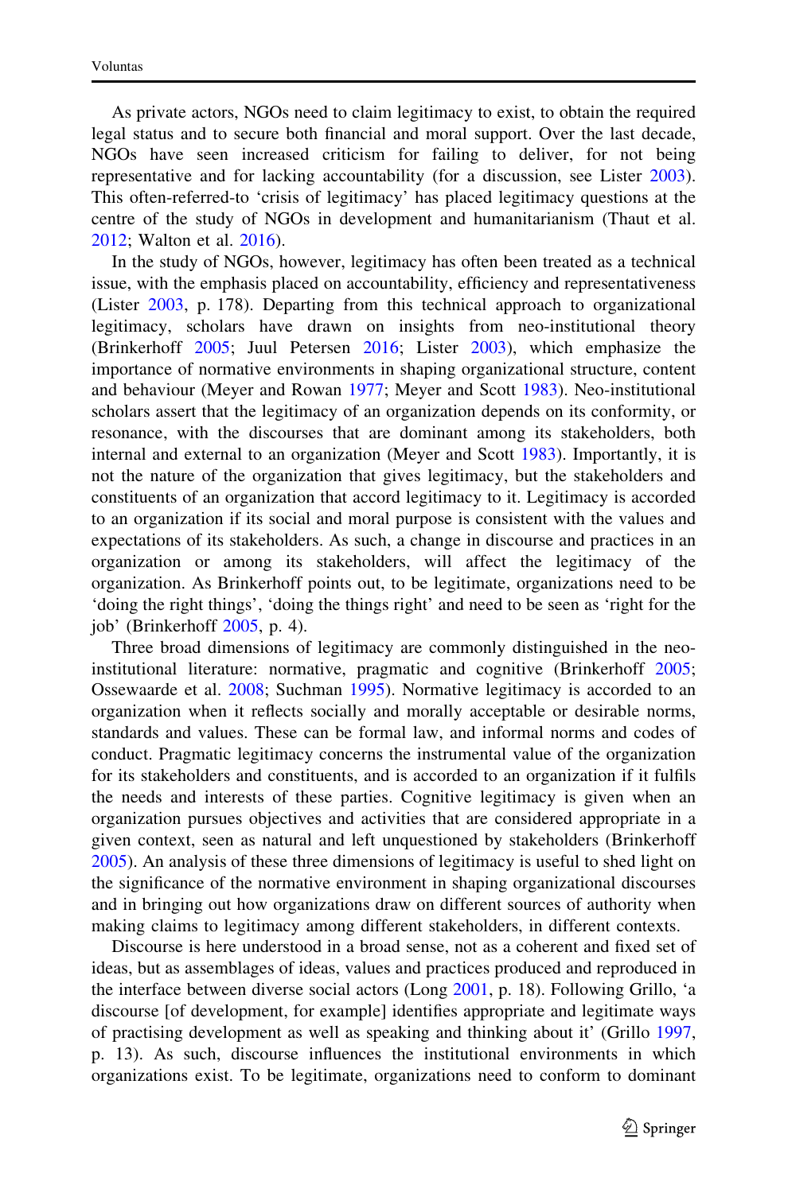As private actors, NGOs need to claim legitimacy to exist, to obtain the required legal status and to secure both financial and moral support. Over the last decade, NGOs have seen increased criticism for failing to deliver, for not being representative and for lacking accountability (for a discussion, see Lister 2003). This often-referred-to 'crisis of legitimacy' has placed legitimacy questions at the centre of the study of NGOs in development and humanitarianism (Thaut et al. 2012; Walton et al. 2016).

In the study of NGOs, however, legitimacy has often been treated as a technical issue, with the emphasis placed on accountability, efficiency and representativeness (Lister 2003, p. 178). Departing from this technical approach to organizational legitimacy, scholars have drawn on insights from neo-institutional theory (Brinkerhoff 2005; Juul Petersen 2016; Lister 2003), which emphasize the importance of normative environments in shaping organizational structure, content and behaviour (Meyer and Rowan 1977; Meyer and Scott 1983). Neo-institutional scholars assert that the legitimacy of an organization depends on its conformity, or resonance, with the discourses that are dominant among its stakeholders, both internal and external to an organization (Meyer and Scott 1983). Importantly, it is not the nature of the organization that gives legitimacy, but the stakeholders and constituents of an organization that accord legitimacy to it. Legitimacy is accorded to an organization if its social and moral purpose is consistent with the values and expectations of its stakeholders. As such, a change in discourse and practices in an organization or among its stakeholders, will affect the legitimacy of the organization. As Brinkerhoff points out, to be legitimate, organizations need to be 'doing the right things', 'doing the things right' and need to be seen as 'right for the job' (Brinkerhoff 2005, p. 4).

Three broad dimensions of legitimacy are commonly distinguished in the neo-institutional literature: normative, pragmatic and cognitive (Brinkerhoff 2005; Ossewaarde et al. 2008; Suchman 1995). Normative legitimacy is accorded to an organization when it reflects socially and morally acceptable or desirable norms, standards and values. These can be formal law, and informal norms and codes of conduct. Pragmatic legitimacy concerns the instrumental value of the organization for its stakeholders and constituents, and is accorded to an organization if it fulfils the needs and interests of these parties. Cognitive legitimacy is given when an organization pursues objectives and activities that are considered appropriate in a given context, seen as natural and left unquestioned by stakeholders (Brinkerhoff 2005). An analysis of these three dimensions of legitimacy is useful to shed light on the significance of the normative environment in shaping organizational discourses and in bringing out how organizations draw on different sources of authority when making claims to legitimacy among different stakeholders, in different contexts.

Discourse is here understood in a broad sense, not as a coherent and fixed set of ideas, but as assemblages of ideas, values and practices produced and reproduced in the interface between diverse social actors (Long 2001, p. 18). Following Grillo, 'a discourse [of development, for example] identifies appropriate and legitimate ways of practising development as well as speaking and thinking about it' (Grillo 1997, p. 13). As such, discourse influences the institutional environments in which organizations exist. To be legitimate, organizations need to conform to dominant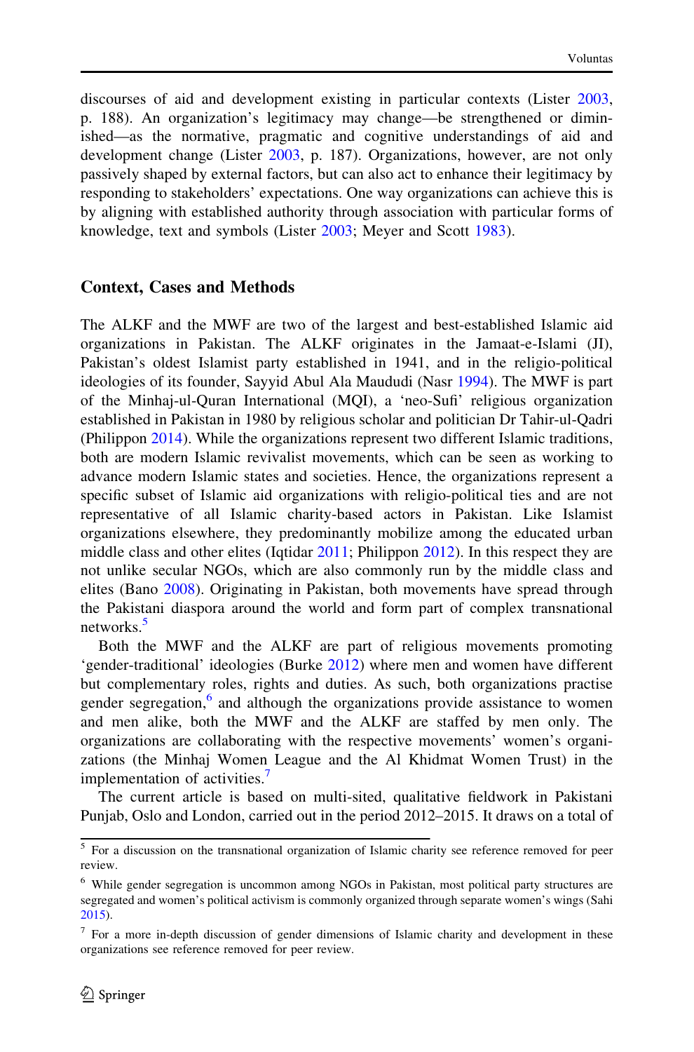discourses of aid and development existing in particular contexts (Lister 2003, p. 188). An organization's legitimacy may change—be strengthened or diminished—as the normative, pragmatic and cognitive understandings of aid and development change (Lister 2003, p. 187). Organizations, however, are not only passively shaped by external factors, but can also act to enhance their legitimacy by responding to stakeholders' expectations. One way organizations can achieve this is by aligning with established authority through association with particular forms of knowledge, text and symbols (Lister 2003; Meyer and Scott 1983).

## Context, Cases and Methods

The ALKF and the MWF are two of the largest and best-established Islamic aid organizations in Pakistan. The ALKF originates in the Jamaat-e-Islami (JI), Pakistan's oldest Islamist party established in 1941, and in the religio-political ideologies of its founder, Sayyid Abul Ala Maududi (Nasr 1994). The MWF is part of the Minhaj-ul-Quran International (MQI), a 'neo-Sufi' religious organization established in Pakistan in 1980 by religious scholar and politician Dr Tahir-ul-Qadri (Philippon 2014). While the organizations represent two different Islamic traditions, both are modern Islamic revivalist movements, which can be seen as working to advance modern Islamic states and societies. Hence, the organizations represent a specific subset of Islamic aid organizations with religio-political ties and are not representative of all Islamic charity-based actors in Pakistan. Like Islamist organizations elsewhere, they predominantly mobilize among the educated urban middle class and other elites (Iqtidar 2011; Philippon 2012). In this respect they are not unlike secular NGOs, which are also commonly run by the middle class and elites (Bano 2008). Originating in Pakistan, both movements have spread through the Pakistani diaspora around the world and form part of complex transnational networks.[5]

Both the MWF and the ALKF are part of religious movements promoting 'gender-traditional' ideologies (Burke 2012) where men and women have different but complementary roles, rights and duties. As such, both organizations practise gender segregation,[6] and although the organizations provide assistance to women and men alike, both the MWF and the ALKF are staffed by men only. The organizations are collaborating with the respective movements' women's organizations (the Minhaj Women League and the Al Khidmat Women Trust) in the implementation of activities.[7]

The current article is based on multi-sited, qualitative fieldwork in Pakistani Punjab, Oslo and London, carried out in the period 2012–2015. It draws on a total of

---

[5] For a discussion on the transnational organization of Islamic charity see reference removed for peer review.

[6] While gender segregation is uncommon among NGOs in Pakistan, most political party structures are segregated and women's political activism is commonly organized through separate women's wings (Sahi 2015).

[7] For a more in-depth discussion of gender dimensions of Islamic charity and development in these organizations see reference removed for peer review.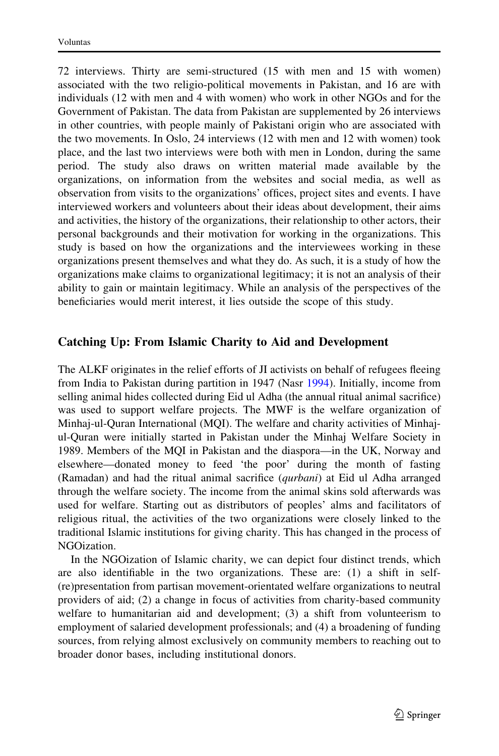72 interviews. Thirty are semi-structured (15 with men and 15 with women) associated with the two religio-political movements in Pakistan, and 16 are with individuals (12 with men and 4 with women) who work in other NGOs and for the Government of Pakistan. The data from Pakistan are supplemented by 26 interviews in other countries, with people mainly of Pakistani origin who are associated with the two movements. In Oslo, 24 interviews (12 with men and 12 with women) took place, and the last two interviews were both with men in London, during the same period. The study also draws on written material made available by the organizations, on information from the websites and social media, as well as observation from visits to the organizations' offices, project sites and events. I have interviewed workers and volunteers about their ideas about development, their aims and activities, the history of the organizations, their relationship to other actors, their personal backgrounds and their motivation for working in the organizations. This study is based on how the organizations and the interviewees working in these organizations present themselves and what they do. As such, it is a study of how the organizations make claims to organizational legitimacy; it is not an analysis of their ability to gain or maintain legitimacy. While an analysis of the perspectives of the beneficiaries would merit interest, it lies outside the scope of this study.

## Catching Up: From Islamic Charity to Aid and Development

The ALKF originates in the relief efforts of JI activists on behalf of refugees fleeing from India to Pakistan during partition in 1947 (Nasr 1994). Initially, income from selling animal hides collected during Eid ul Adha (the annual ritual animal sacrifice) was used to support welfare projects. The MWF is the welfare organization of Minhaj-ul-Quran International (MQI). The welfare and charity activities of Minhaj-ul-Quran were initially started in Pakistan under the Minhaj Welfare Society in 1989. Members of the MQI in Pakistan and the diaspora—in the UK, Norway and elsewhere—donated money to feed 'the poor' during the month of fasting (Ramadan) and had the ritual animal sacrifice (*qurbani*) at Eid ul Adha arranged through the welfare society. The income from the animal skins sold afterwards was used for welfare. Starting out as distributors of peoples' alms and facilitators of religious ritual, the activities of the two organizations were closely linked to the traditional Islamic institutions for giving charity. This has changed in the process of NGOization.

In the NGOization of Islamic charity, we can depict four distinct trends, which are also identifiable in the two organizations. These are: (1) a shift in self-(re)presentation from partisan movement-orientated welfare organizations to neutral providers of aid; (2) a change in focus of activities from charity-based community welfare to humanitarian aid and development; (3) a shift from volunteerism to employment of salaried development professionals; and (4) a broadening of funding sources, from relying almost exclusively on community members to reaching out to broader donor bases, including institutional donors.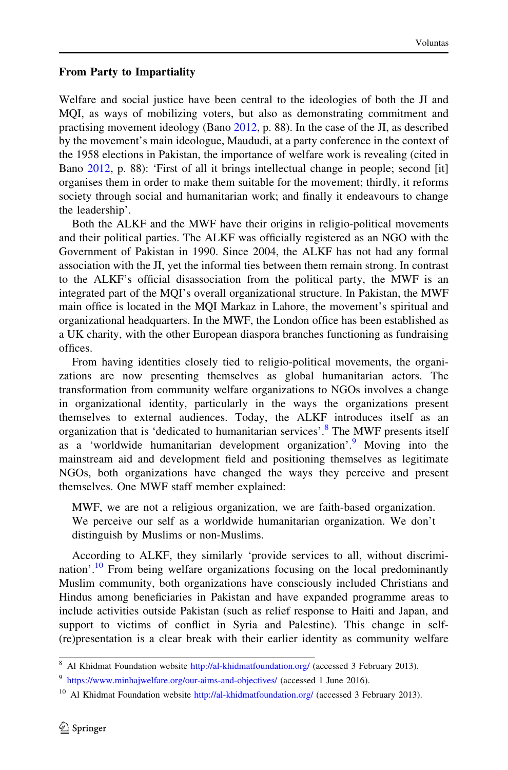### From Party to Impartiality

Welfare and social justice have been central to the ideologies of both the JI and MQI, as ways of mobilizing voters, but also as demonstrating commitment and practising movement ideology (Bano 2012, p. 88). In the case of the JI, as described by the movement's main ideologue, Maududi, at a party conference in the context of the 1958 elections in Pakistan, the importance of welfare work is revealing (cited in Bano 2012, p. 88): 'First of all it brings intellectual change in people; second [it] organises them in order to make them suitable for the movement; thirdly, it reforms society through social and humanitarian work; and finally it endeavours to change the leadership'.

Both the ALKF and the MWF have their origins in religio-political movements and their political parties. The ALKF was officially registered as an NGO with the Government of Pakistan in 1990. Since 2004, the ALKF has not had any formal association with the JI, yet the informal ties between them remain strong. In contrast to the ALKF's official disassociation from the political party, the MWF is an integrated part of the MQI's overall organizational structure. In Pakistan, the MWF main office is located in the MQI Markaz in Lahore, the movement's spiritual and organizational headquarters. In the MWF, the London office has been established as a UK charity, with the other European diaspora branches functioning as fundraising offices.

From having identities closely tied to religio-political movements, the organizations are now presenting themselves as global humanitarian actors. The transformation from community welfare organizations to NGOs involves a change in organizational identity, particularly in the ways the organizations present themselves to external audiences. Today, the ALKF introduces itself as an organization that is 'dedicated to humanitarian services'.[8] The MWF presents itself as a 'worldwide humanitarian development organization'.[9] Moving into the mainstream aid and development field and positioning themselves as legitimate NGOs, both organizations have changed the ways they perceive and present themselves. One MWF staff member explained:

> MWF, we are not a religious organization, we are faith-based organization. We perceive our self as a worldwide humanitarian organization. We don't distinguish by Muslims or non-Muslims.

According to ALKF, they similarly 'provide services to all, without discrimination'.[10] From being welfare organizations focusing on the local predominantly Muslim community, both organizations have consciously included Christians and Hindus among beneficiaries in Pakistan and have expanded programme areas to include activities outside Pakistan (such as relief response to Haiti and Japan, and support to victims of conflict in Syria and Palestine). This change in self-(re)presentation is a clear break with their earlier identity as community welfare

---

[8] Al Khidmat Foundation website http://al-khidmatfoundation.org/ (accessed 3 February 2013).

[9] https://www.minhajwelfare.org/our-aims-and-objectives/ (accessed 1 June 2016).

[10] Al Khidmat Foundation website http://al-khidmatfoundation.org/ (accessed 3 February 2013).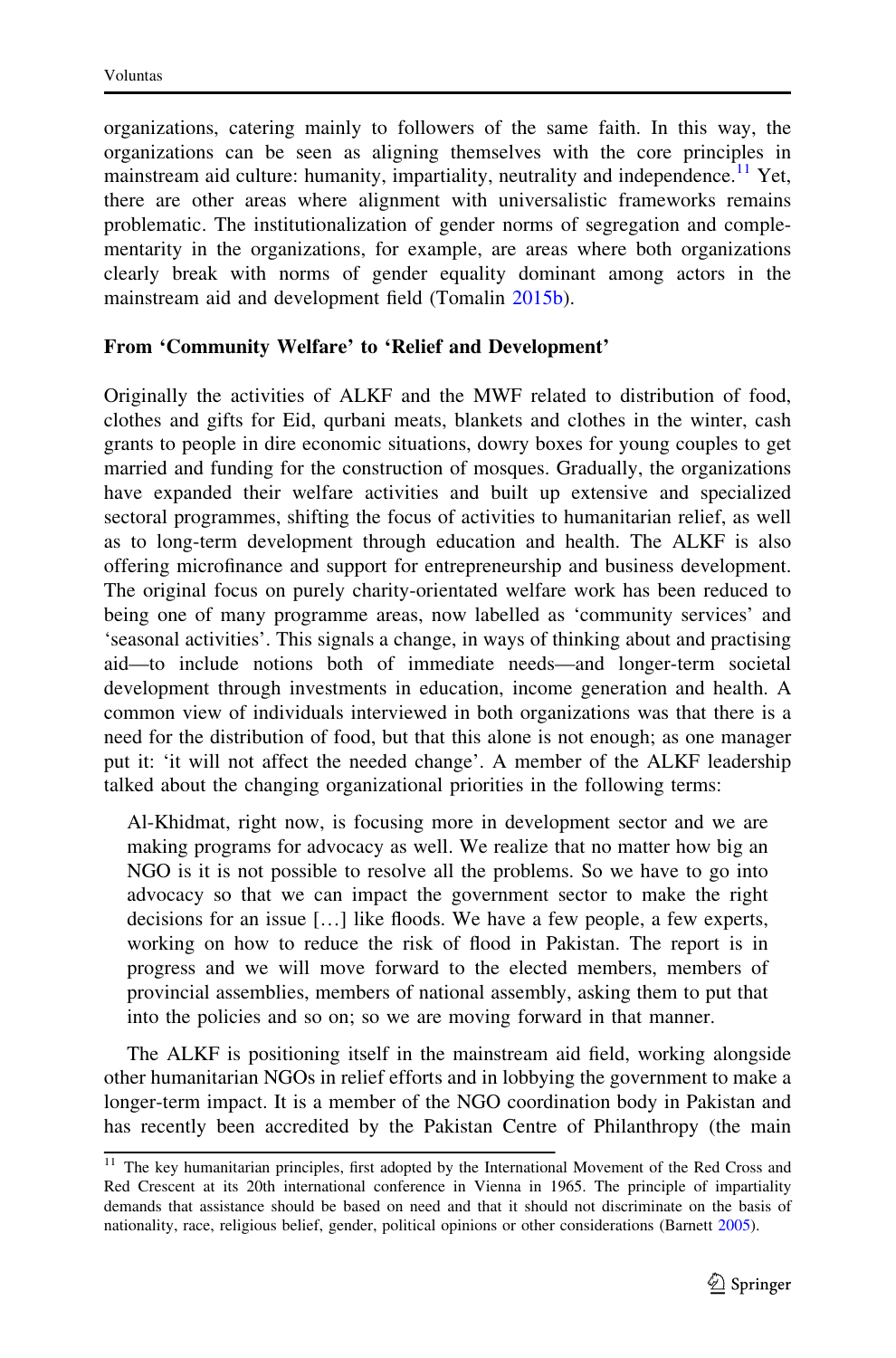organizations, catering mainly to followers of the same faith. In this way, the organizations can be seen as aligning themselves with the core principles in mainstream aid culture: humanity, impartiality, neutrality and independence.[11] Yet, there are other areas where alignment with universalistic frameworks remains problematic. The institutionalization of gender norms of segregation and complementarity in the organizations, for example, are areas where both organizations clearly break with norms of gender equality dominant among actors in the mainstream aid and development field (Tomalin 2015b).

### From 'Community Welfare' to 'Relief and Development'

Originally the activities of ALKF and the MWF related to distribution of food, clothes and gifts for Eid, qurbani meats, blankets and clothes in the winter, cash grants to people in dire economic situations, dowry boxes for young couples to get married and funding for the construction of mosques. Gradually, the organizations have expanded their welfare activities and built up extensive and specialized sectoral programmes, shifting the focus of activities to humanitarian relief, as well as to long-term development through education and health. The ALKF is also offering microfinance and support for entrepreneurship and business development. The original focus on purely charity-orientated welfare work has been reduced to being one of many programme areas, now labelled as 'community services' and 'seasonal activities'. This signals a change, in ways of thinking about and practising aid—to include notions both of immediate needs—and longer-term societal development through investments in education, income generation and health. A common view of individuals interviewed in both organizations was that there is a need for the distribution of food, but that this alone is not enough; as one manager put it: 'it will not affect the needed change'. A member of the ALKF leadership talked about the changing organizational priorities in the following terms:

> Al-Khidmat, right now, is focusing more in development sector and we are making programs for advocacy as well. We realize that no matter how big an NGO is it is not possible to resolve all the problems. So we have to go into advocacy so that we can impact the government sector to make the right decisions for an issue […] like floods. We have a few people, a few experts, working on how to reduce the risk of flood in Pakistan. The report is in progress and we will move forward to the elected members, members of provincial assemblies, members of national assembly, asking them to put that into the policies and so on; so we are moving forward in that manner.

The ALKF is positioning itself in the mainstream aid field, working alongside other humanitarian NGOs in relief efforts and in lobbying the government to make a longer-term impact. It is a member of the NGO coordination body in Pakistan and has recently been accredited by the Pakistan Centre of Philanthropy (the main

---

[11] The key humanitarian principles, first adopted by the International Movement of the Red Cross and Red Crescent at its 20th international conference in Vienna in 1965. The principle of impartiality demands that assistance should be based on need and that it should not discriminate on the basis of nationality, race, religious belief, gender, political opinions or other considerations (Barnett 2005).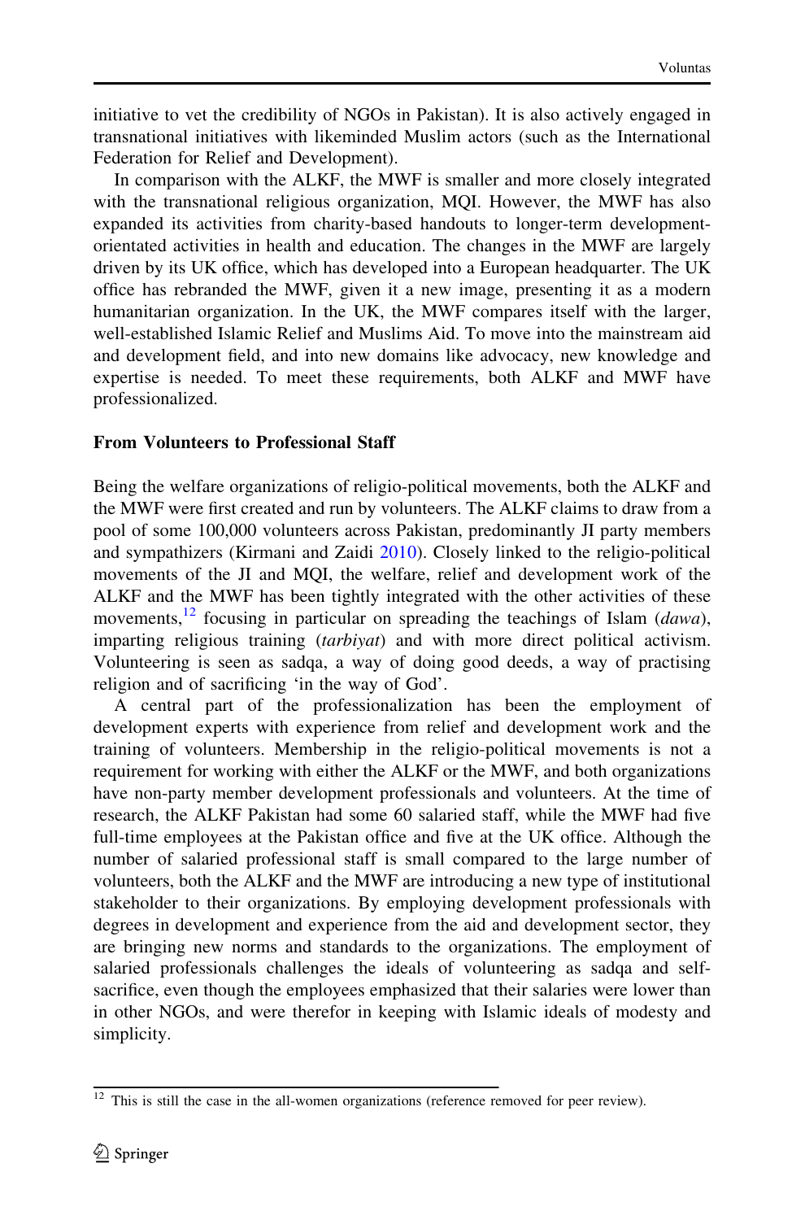initiative to vet the credibility of NGOs in Pakistan). It is also actively engaged in transnational initiatives with likeminded Muslim actors (such as the International Federation for Relief and Development).

In comparison with the ALKF, the MWF is smaller and more closely integrated with the transnational religious organization, MQI. However, the MWF has also expanded its activities from charity-based handouts to longer-term development-orientated activities in health and education. The changes in the MWF are largely driven by its UK office, which has developed into a European headquarter. The UK office has rebranded the MWF, given it a new image, presenting it as a modern humanitarian organization. In the UK, the MWF compares itself with the larger, well-established Islamic Relief and Muslims Aid. To move into the mainstream aid and development field, and into new domains like advocacy, new knowledge and expertise is needed. To meet these requirements, both ALKF and MWF have professionalized.

### From Volunteers to Professional Staff

Being the welfare organizations of religio-political movements, both the ALKF and the MWF were first created and run by volunteers. The ALKF claims to draw from a pool of some 100,000 volunteers across Pakistan, predominantly JI party members and sympathizers (Kirmani and Zaidi 2010). Closely linked to the religio-political movements of the JI and MQI, the welfare, relief and development work of the ALKF and the MWF has been tightly integrated with the other activities of these movements,[12] focusing in particular on spreading the teachings of Islam (*dawa*), imparting religious training (*tarbiyat*) and with more direct political activism. Volunteering is seen as sadqa, a way of doing good deeds, a way of practising religion and of sacrificing 'in the way of God'.

A central part of the professionalization has been the employment of development experts with experience from relief and development work and the training of volunteers. Membership in the religio-political movements is not a requirement for working with either the ALKF or the MWF, and both organizations have non-party member development professionals and volunteers. At the time of research, the ALKF Pakistan had some 60 salaried staff, while the MWF had five full-time employees at the Pakistan office and five at the UK office. Although the number of salaried professional staff is small compared to the large number of volunteers, both the ALKF and the MWF are introducing a new type of institutional stakeholder to their organizations. By employing development professionals with degrees in development and experience from the aid and development sector, they are bringing new norms and standards to the organizations. The employment of salaried professionals challenges the ideals of volunteering as sadqa and self-sacrifice, even though the employees emphasized that their salaries were lower than in other NGOs, and were therefor in keeping with Islamic ideals of modesty and simplicity.

---

[12] This is still the case in the all-women organizations (reference removed for peer review).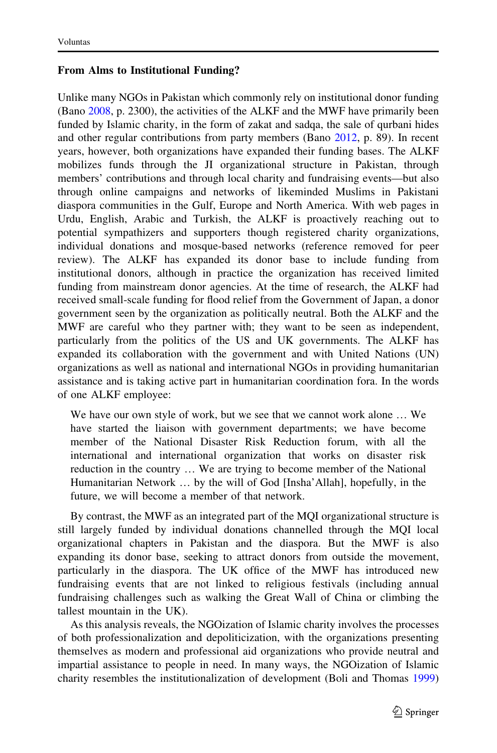**From Alms to Institutional Funding?**

Unlike many NGOs in Pakistan which commonly rely on institutional donor funding (Bano 2008, p. 2300), the activities of the ALKF and the MWF have primarily been funded by Islamic charity, in the form of zakat and sadqa, the sale of qurbani hides and other regular contributions from party members (Bano 2012, p. 89). In recent years, however, both organizations have expanded their funding bases. The ALKF mobilizes funds through the JI organizational structure in Pakistan, through members' contributions and through local charity and fundraising events—but also through online campaigns and networks of likeminded Muslims in Pakistani diaspora communities in the Gulf, Europe and North America. With web pages in Urdu, English, Arabic and Turkish, the ALKF is proactively reaching out to potential sympathizers and supporters though registered charity organizations, individual donations and mosque-based networks (reference removed for peer review). The ALKF has expanded its donor base to include funding from institutional donors, although in practice the organization has received limited funding from mainstream donor agencies. At the time of research, the ALKF had received small-scale funding for flood relief from the Government of Japan, a donor government seen by the organization as politically neutral. Both the ALKF and the MWF are careful who they partner with; they want to be seen as independent, particularly from the politics of the US and UK governments. The ALKF has expanded its collaboration with the government and with United Nations (UN) organizations as well as national and international NGOs in providing humanitarian assistance and is taking active part in humanitarian coordination fora. In the words of one ALKF employee:

> We have our own style of work, but we see that we cannot work alone … We have started the liaison with government departments; we have become member of the National Disaster Risk Reduction forum, with all the international and international organization that works on disaster risk reduction in the country … We are trying to become member of the National Humanitarian Network … by the will of God [Insha'Allah], hopefully, in the future, we will become a member of that network.

By contrast, the MWF as an integrated part of the MQI organizational structure is still largely funded by individual donations channelled through the MQI local organizational chapters in Pakistan and the diaspora. But the MWF is also expanding its donor base, seeking to attract donors from outside the movement, particularly in the diaspora. The UK office of the MWF has introduced new fundraising events that are not linked to religious festivals (including annual fundraising challenges such as walking the Great Wall of China or climbing the tallest mountain in the UK).

As this analysis reveals, the NGOization of Islamic charity involves the processes of both professionalization and depoliticization, with the organizations presenting themselves as modern and professional aid organizations who provide neutral and impartial assistance to people in need. In many ways, the NGOization of Islamic charity resembles the institutionalization of development (Boli and Thomas 1999)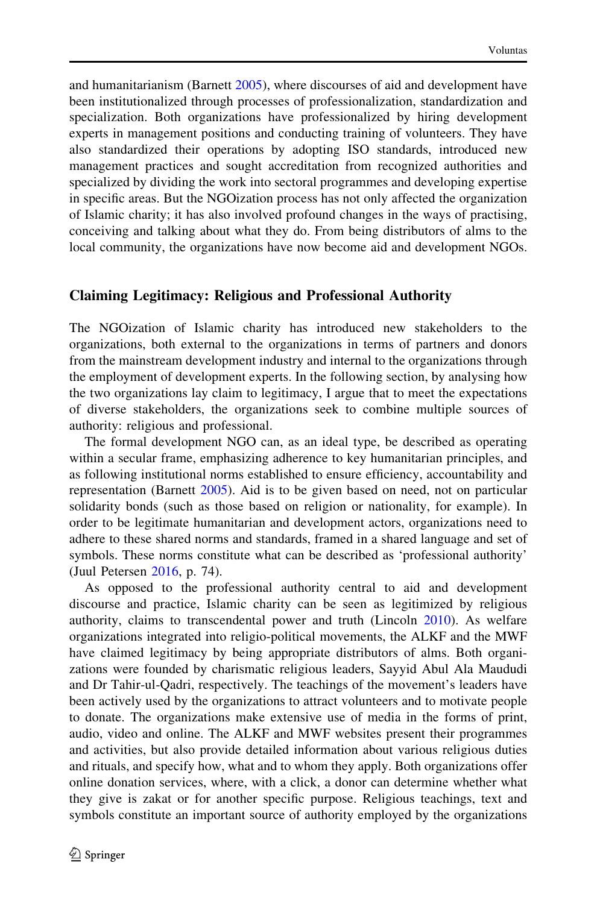and humanitarianism (Barnett 2005), where discourses of aid and development have been institutionalized through processes of professionalization, standardization and specialization. Both organizations have professionalized by hiring development experts in management positions and conducting training of volunteers. They have also standardized their operations by adopting ISO standards, introduced new management practices and sought accreditation from recognized authorities and specialized by dividing the work into sectoral programmes and developing expertise in specific areas. But the NGOization process has not only affected the organization of Islamic charity; it has also involved profound changes in the ways of practising, conceiving and talking about what they do. From being distributors of alms to the local community, the organizations have now become aid and development NGOs.

## Claiming Legitimacy: Religious and Professional Authority

The NGOization of Islamic charity has introduced new stakeholders to the organizations, both external to the organizations in terms of partners and donors from the mainstream development industry and internal to the organizations through the employment of development experts. In the following section, by analysing how the two organizations lay claim to legitimacy, I argue that to meet the expectations of diverse stakeholders, the organizations seek to combine multiple sources of authority: religious and professional.

The formal development NGO can, as an ideal type, be described as operating within a secular frame, emphasizing adherence to key humanitarian principles, and as following institutional norms established to ensure efficiency, accountability and representation (Barnett 2005). Aid is to be given based on need, not on particular solidarity bonds (such as those based on religion or nationality, for example). In order to be legitimate humanitarian and development actors, organizations need to adhere to these shared norms and standards, framed in a shared language and set of symbols. These norms constitute what can be described as 'professional authority' (Juul Petersen 2016, p. 74).

As opposed to the professional authority central to aid and development discourse and practice, Islamic charity can be seen as legitimized by religious authority, claims to transcendental power and truth (Lincoln 2010). As welfare organizations integrated into religio-political movements, the ALKF and the MWF have claimed legitimacy by being appropriate distributors of alms. Both organizations were founded by charismatic religious leaders, Sayyid Abul Ala Maududi and Dr Tahir-ul-Qadri, respectively. The teachings of the movement's leaders have been actively used by the organizations to attract volunteers and to motivate people to donate. The organizations make extensive use of media in the forms of print, audio, video and online. The ALKF and MWF websites present their programmes and activities, but also provide detailed information about various religious duties and rituals, and specify how, what and to whom they apply. Both organizations offer online donation services, where, with a click, a donor can determine whether what they give is zakat or for another specific purpose. Religious teachings, text and symbols constitute an important source of authority employed by the organizations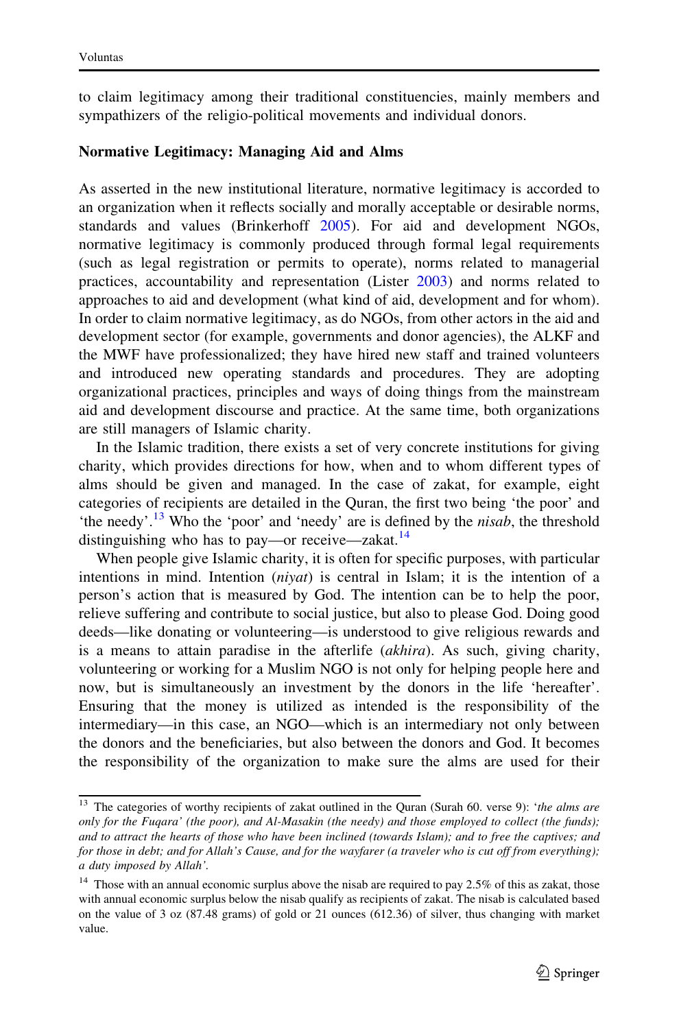to claim legitimacy among their traditional constituencies, mainly members and sympathizers of the religio-political movements and individual donors.

### Normative Legitimacy: Managing Aid and Alms

As asserted in the new institutional literature, normative legitimacy is accorded to an organization when it reflects socially and morally acceptable or desirable norms, standards and values (Brinkerhoff 2005). For aid and development NGOs, normative legitimacy is commonly produced through formal legal requirements (such as legal registration or permits to operate), norms related to managerial practices, accountability and representation (Lister 2003) and norms related to approaches to aid and development (what kind of aid, development and for whom). In order to claim normative legitimacy, as do NGOs, from other actors in the aid and development sector (for example, governments and donor agencies), the ALKF and the MWF have professionalized; they have hired new staff and trained volunteers and introduced new operating standards and procedures. They are adopting organizational practices, principles and ways of doing things from the mainstream aid and development discourse and practice. At the same time, both organizations are still managers of Islamic charity.

In the Islamic tradition, there exists a set of very concrete institutions for giving charity, which provides directions for how, when and to whom different types of alms should be given and managed. In the case of zakat, for example, eight categories of recipients are detailed in the Quran, the first two being 'the poor' and 'the needy'.[13] Who the 'poor' and 'needy' are is defined by the *nisab*, the threshold distinguishing who has to pay—or receive—zakat.[14]

When people give Islamic charity, it is often for specific purposes, with particular intentions in mind. Intention (*niyat*) is central in Islam; it is the intention of a person's action that is measured by God. The intention can be to help the poor, relieve suffering and contribute to social justice, but also to please God. Doing good deeds—like donating or volunteering—is understood to give religious rewards and is a means to attain paradise in the afterlife (*akhira*). As such, giving charity, volunteering or working for a Muslim NGO is not only for helping people here and now, but is simultaneously an investment by the donors in the life 'hereafter'. Ensuring that the money is utilized as intended is the responsibility of the intermediary—in this case, an NGO—which is an intermediary not only between the donors and the beneficiaries, but also between the donors and God. It becomes the responsibility of the organization to make sure the alms are used for their

---

[13] The categories of worthy recipients of zakat outlined in the Quran (Surah 60. verse 9): '*the alms are only for the Fuqara' (the poor), and Al-Masakin (the needy) and those employed to collect (the funds); and to attract the hearts of those who have been inclined (towards Islam); and to free the captives; and for those in debt; and for Allah's Cause, and for the wayfarer (a traveler who is cut off from everything); a duty imposed by Allah'.*

[14] Those with an annual economic surplus above the nisab are required to pay 2.5% of this as zakat, those with annual economic surplus below the nisab qualify as recipients of zakat. The nisab is calculated based on the value of 3 oz (87.48 grams) of gold or 21 ounces (612.36) of silver, thus changing with market value.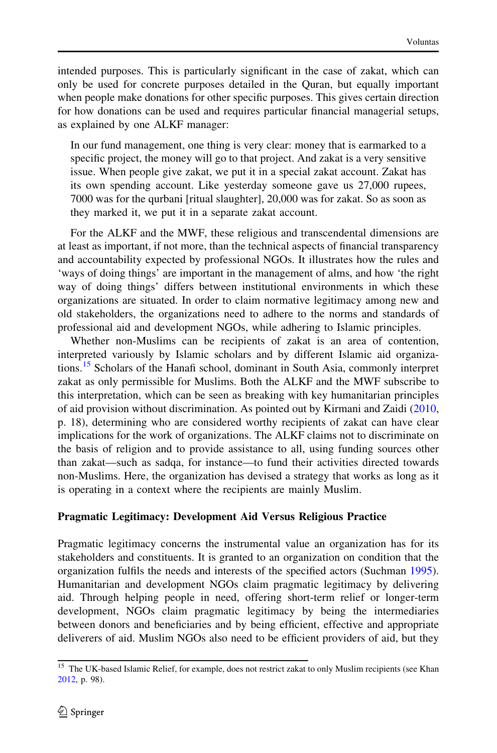intended purposes. This is particularly significant in the case of zakat, which can only be used for concrete purposes detailed in the Quran, but equally important when people make donations for other specific purposes. This gives certain direction for how donations can be used and requires particular financial managerial setups, as explained by one ALKF manager:

> In our fund management, one thing is very clear: money that is earmarked to a specific project, the money will go to that project. And zakat is a very sensitive issue. When people give zakat, we put it in a special zakat account. Zakat has its own spending account. Like yesterday someone gave us 27,000 rupees, 7000 was for the qurbani [ritual slaughter], 20,000 was for zakat. So as soon as they marked it, we put it in a separate zakat account.

For the ALKF and the MWF, these religious and transcendental dimensions are at least as important, if not more, than the technical aspects of financial transparency and accountability expected by professional NGOs. It illustrates how the rules and 'ways of doing things' are important in the management of alms, and how 'the right way of doing things' differs between institutional environments in which these organizations are situated. In order to claim normative legitimacy among new and old stakeholders, the organizations need to adhere to the norms and standards of professional aid and development NGOs, while adhering to Islamic principles.

Whether non-Muslims can be recipients of zakat is an area of contention, interpreted variously by Islamic scholars and by different Islamic aid organizations.[15] Scholars of the Hanafi school, dominant in South Asia, commonly interpret zakat as only permissible for Muslims. Both the ALKF and the MWF subscribe to this interpretation, which can be seen as breaking with key humanitarian principles of aid provision without discrimination. As pointed out by Kirmani and Zaidi (2010, p. 18), determining who are considered worthy recipients of zakat can have clear implications for the work of organizations. The ALKF claims not to discriminate on the basis of religion and to provide assistance to all, using funding sources other than zakat—such as sadqa, for instance—to fund their activities directed towards non-Muslims. Here, the organization has devised a strategy that works as long as it is operating in a context where the recipients are mainly Muslim.

### Pragmatic Legitimacy: Development Aid Versus Religious Practice

Pragmatic legitimacy concerns the instrumental value an organization has for its stakeholders and constituents. It is granted to an organization on condition that the organization fulfils the needs and interests of the specified actors (Suchman 1995). Humanitarian and development NGOs claim pragmatic legitimacy by delivering aid. Through helping people in need, offering short-term relief or longer-term development, NGOs claim pragmatic legitimacy by being the intermediaries between donors and beneficiaries and by being efficient, effective and appropriate deliverers of aid. Muslim NGOs also need to be efficient providers of aid, but they

---

[15] The UK-based Islamic Relief, for example, does not restrict zakat to only Muslim recipients (see Khan 2012, p. 98).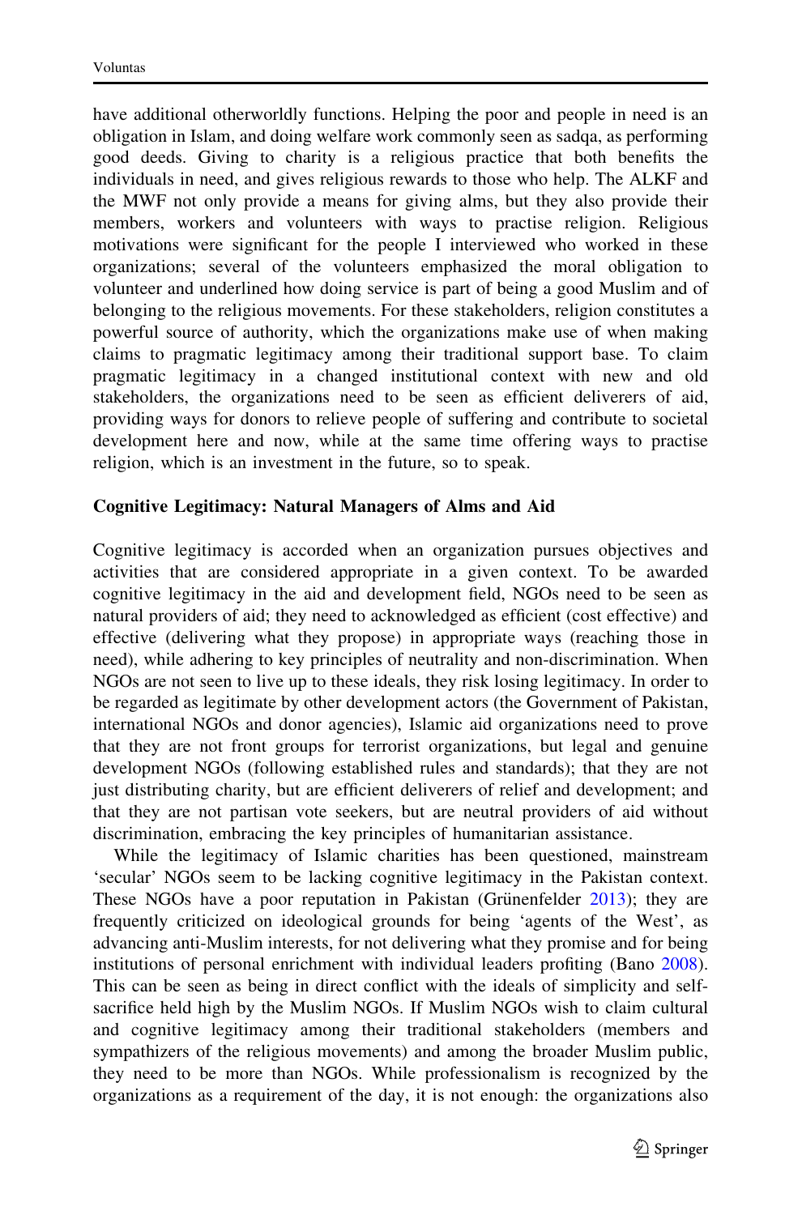have additional otherworldly functions. Helping the poor and people in need is an obligation in Islam, and doing welfare work commonly seen as sadqa, as performing good deeds. Giving to charity is a religious practice that both benefits the individuals in need, and gives religious rewards to those who help. The ALKF and the MWF not only provide a means for giving alms, but they also provide their members, workers and volunteers with ways to practise religion. Religious motivations were significant for the people I interviewed who worked in these organizations; several of the volunteers emphasized the moral obligation to volunteer and underlined how doing service is part of being a good Muslim and of belonging to the religious movements. For these stakeholders, religion constitutes a powerful source of authority, which the organizations make use of when making claims to pragmatic legitimacy among their traditional support base. To claim pragmatic legitimacy in a changed institutional context with new and old stakeholders, the organizations need to be seen as efficient deliverers of aid, providing ways for donors to relieve people of suffering and contribute to societal development here and now, while at the same time offering ways to practise religion, which is an investment in the future, so to speak.

### Cognitive Legitimacy: Natural Managers of Alms and Aid

Cognitive legitimacy is accorded when an organization pursues objectives and activities that are considered appropriate in a given context. To be awarded cognitive legitimacy in the aid and development field, NGOs need to be seen as natural providers of aid; they need to acknowledged as efficient (cost effective) and effective (delivering what they propose) in appropriate ways (reaching those in need), while adhering to key principles of neutrality and non-discrimination. When NGOs are not seen to live up to these ideals, they risk losing legitimacy. In order to be regarded as legitimate by other development actors (the Government of Pakistan, international NGOs and donor agencies), Islamic aid organizations need to prove that they are not front groups for terrorist organizations, but legal and genuine development NGOs (following established rules and standards); that they are not just distributing charity, but are efficient deliverers of relief and development; and that they are not partisan vote seekers, but are neutral providers of aid without discrimination, embracing the key principles of humanitarian assistance.

While the legitimacy of Islamic charities has been questioned, mainstream 'secular' NGOs seem to be lacking cognitive legitimacy in the Pakistan context. These NGOs have a poor reputation in Pakistan (Grünenfelder 2013); they are frequently criticized on ideological grounds for being 'agents of the West', as advancing anti-Muslim interests, for not delivering what they promise and for being institutions of personal enrichment with individual leaders profiting (Bano 2008). This can be seen as being in direct conflict with the ideals of simplicity and self-sacrifice held high by the Muslim NGOs. If Muslim NGOs wish to claim cultural and cognitive legitimacy among their traditional stakeholders (members and sympathizers of the religious movements) and among the broader Muslim public, they need to be more than NGOs. While professionalism is recognized by the organizations as a requirement of the day, it is not enough: the organizations also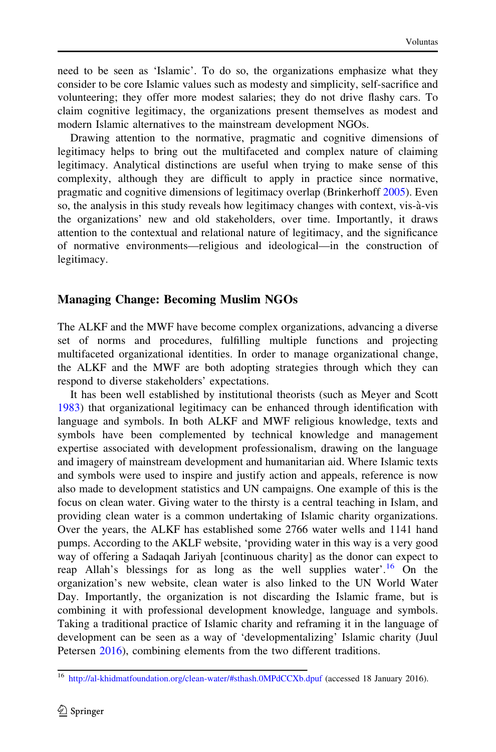need to be seen as 'Islamic'. To do so, the organizations emphasize what they consider to be core Islamic values such as modesty and simplicity, self-sacrifice and volunteering; they offer more modest salaries; they do not drive flashy cars. To claim cognitive legitimacy, the organizations present themselves as modest and modern Islamic alternatives to the mainstream development NGOs.

Drawing attention to the normative, pragmatic and cognitive dimensions of legitimacy helps to bring out the multifaceted and complex nature of claiming legitimacy. Analytical distinctions are useful when trying to make sense of this complexity, although they are difficult to apply in practice since normative, pragmatic and cognitive dimensions of legitimacy overlap (Brinkerhoff 2005). Even so, the analysis in this study reveals how legitimacy changes with context, vis-à-vis the organizations' new and old stakeholders, over time. Importantly, it draws attention to the contextual and relational nature of legitimacy, and the significance of normative environments—religious and ideological—in the construction of legitimacy.

## Managing Change: Becoming Muslim NGOs

The ALKF and the MWF have become complex organizations, advancing a diverse set of norms and procedures, fulfilling multiple functions and projecting multifaceted organizational identities. In order to manage organizational change, the ALKF and the MWF are both adopting strategies through which they can respond to diverse stakeholders' expectations.

It has been well established by institutional theorists (such as Meyer and Scott 1983) that organizational legitimacy can be enhanced through identification with language and symbols. In both ALKF and MWF religious knowledge, texts and symbols have been complemented by technical knowledge and management expertise associated with development professionalism, drawing on the language and imagery of mainstream development and humanitarian aid. Where Islamic texts and symbols were used to inspire and justify action and appeals, reference is now also made to development statistics and UN campaigns. One example of this is the focus on clean water. Giving water to the thirsty is a central teaching in Islam, and providing clean water is a common undertaking of Islamic charity organizations. Over the years, the ALKF has established some 2766 water wells and 1141 hand pumps. According to the AKLF website, 'providing water in this way is a very good way of offering a Sadaqah Jariyah [continuous charity] as the donor can expect to reap Allah's blessings for as long as the well supplies water'.[16] On the organization's new website, clean water is also linked to the UN World Water Day. Importantly, the organization is not discarding the Islamic frame, but is combining it with professional development knowledge, language and symbols. Taking a traditional practice of Islamic charity and reframing it in the language of development can be seen as a way of 'developmentalizing' Islamic charity (Juul Petersen 2016), combining elements from the two different traditions.

[16] http://al-khidmatfoundation.org/clean-water/#sthash.0MPdCCXb.dpuf (accessed 18 January 2016).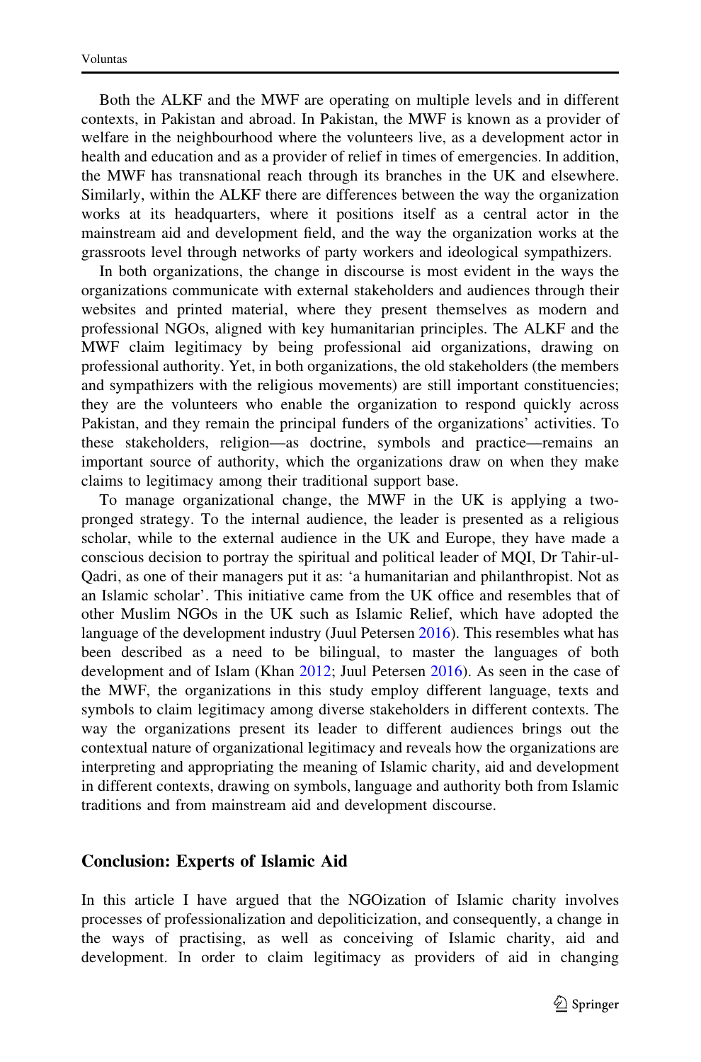Both the ALKF and the MWF are operating on multiple levels and in different contexts, in Pakistan and abroad. In Pakistan, the MWF is known as a provider of welfare in the neighbourhood where the volunteers live, as a development actor in health and education and as a provider of relief in times of emergencies. In addition, the MWF has transnational reach through its branches in the UK and elsewhere. Similarly, within the ALKF there are differences between the way the organization works at its headquarters, where it positions itself as a central actor in the mainstream aid and development field, and the way the organization works at the grassroots level through networks of party workers and ideological sympathizers.

In both organizations, the change in discourse is most evident in the ways the organizations communicate with external stakeholders and audiences through their websites and printed material, where they present themselves as modern and professional NGOs, aligned with key humanitarian principles. The ALKF and the MWF claim legitimacy by being professional aid organizations, drawing on professional authority. Yet, in both organizations, the old stakeholders (the members and sympathizers with the religious movements) are still important constituencies; they are the volunteers who enable the organization to respond quickly across Pakistan, and they remain the principal funders of the organizations' activities. To these stakeholders, religion—as doctrine, symbols and practice—remains an important source of authority, which the organizations draw on when they make claims to legitimacy among their traditional support base.

To manage organizational change, the MWF in the UK is applying a two-pronged strategy. To the internal audience, the leader is presented as a religious scholar, while to the external audience in the UK and Europe, they have made a conscious decision to portray the spiritual and political leader of MQI, Dr Tahir-ul-Qadri, as one of their managers put it as: 'a humanitarian and philanthropist. Not as an Islamic scholar'. This initiative came from the UK office and resembles that of other Muslim NGOs in the UK such as Islamic Relief, which have adopted the language of the development industry (Juul Petersen 2016). This resembles what has been described as a need to be bilingual, to master the languages of both development and of Islam (Khan 2012; Juul Petersen 2016). As seen in the case of the MWF, the organizations in this study employ different language, texts and symbols to claim legitimacy among diverse stakeholders in different contexts. The way the organizations present its leader to different audiences brings out the contextual nature of organizational legitimacy and reveals how the organizations are interpreting and appropriating the meaning of Islamic charity, aid and development in different contexts, drawing on symbols, language and authority both from Islamic traditions and from mainstream aid and development discourse.

## Conclusion: Experts of Islamic Aid

In this article I have argued that the NGOization of Islamic charity involves processes of professionalization and depoliticization, and consequently, a change in the ways of practising, as well as conceiving of Islamic charity, aid and development. In order to claim legitimacy as providers of aid in changing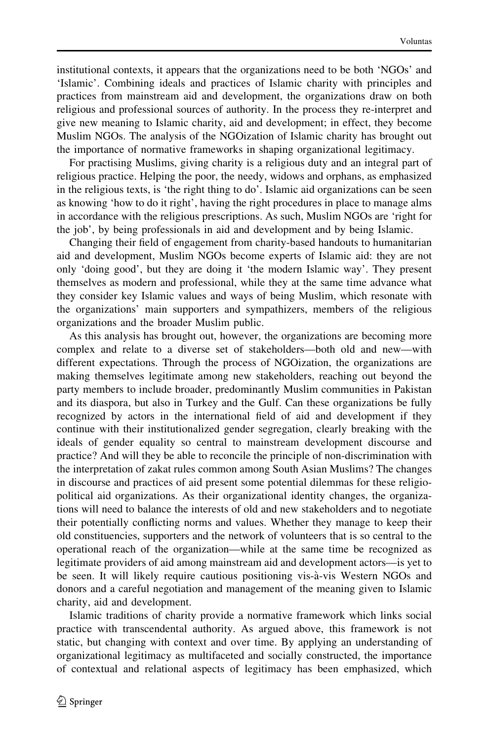institutional contexts, it appears that the organizations need to be both 'NGOs' and 'Islamic'. Combining ideals and practices of Islamic charity with principles and practices from mainstream aid and development, the organizations draw on both religious and professional sources of authority. In the process they re-interpret and give new meaning to Islamic charity, aid and development; in effect, they become Muslim NGOs. The analysis of the NGOization of Islamic charity has brought out the importance of normative frameworks in shaping organizational legitimacy.

For practising Muslims, giving charity is a religious duty and an integral part of religious practice. Helping the poor, the needy, widows and orphans, as emphasized in the religious texts, is 'the right thing to do'. Islamic aid organizations can be seen as knowing 'how to do it right', having the right procedures in place to manage alms in accordance with the religious prescriptions. As such, Muslim NGOs are 'right for the job', by being professionals in aid and development and by being Islamic.

Changing their field of engagement from charity-based handouts to humanitarian aid and development, Muslim NGOs become experts of Islamic aid: they are not only 'doing good', but they are doing it 'the modern Islamic way'. They present themselves as modern and professional, while they at the same time advance what they consider key Islamic values and ways of being Muslim, which resonate with the organizations' main supporters and sympathizers, members of the religious organizations and the broader Muslim public.

As this analysis has brought out, however, the organizations are becoming more complex and relate to a diverse set of stakeholders—both old and new—with different expectations. Through the process of NGOization, the organizations are making themselves legitimate among new stakeholders, reaching out beyond the party members to include broader, predominantly Muslim communities in Pakistan and its diaspora, but also in Turkey and the Gulf. Can these organizations be fully recognized by actors in the international field of aid and development if they continue with their institutionalized gender segregation, clearly breaking with the ideals of gender equality so central to mainstream development discourse and practice? And will they be able to reconcile the principle of non-discrimination with the interpretation of zakat rules common among South Asian Muslims? The changes in discourse and practices of aid present some potential dilemmas for these religio-political aid organizations. As their organizational identity changes, the organizations will need to balance the interests of old and new stakeholders and to negotiate their potentially conflicting norms and values. Whether they manage to keep their old constituencies, supporters and the network of volunteers that is so central to the operational reach of the organization—while at the same time be recognized as legitimate providers of aid among mainstream aid and development actors—is yet to be seen. It will likely require cautious positioning vis-à-vis Western NGOs and donors and a careful negotiation and management of the meaning given to Islamic charity, aid and development.

Islamic traditions of charity provide a normative framework which links social practice with transcendental authority. As argued above, this framework is not static, but changing with context and over time. By applying an understanding of organizational legitimacy as multifaceted and socially constructed, the importance of contextual and relational aspects of legitimacy has been emphasized, which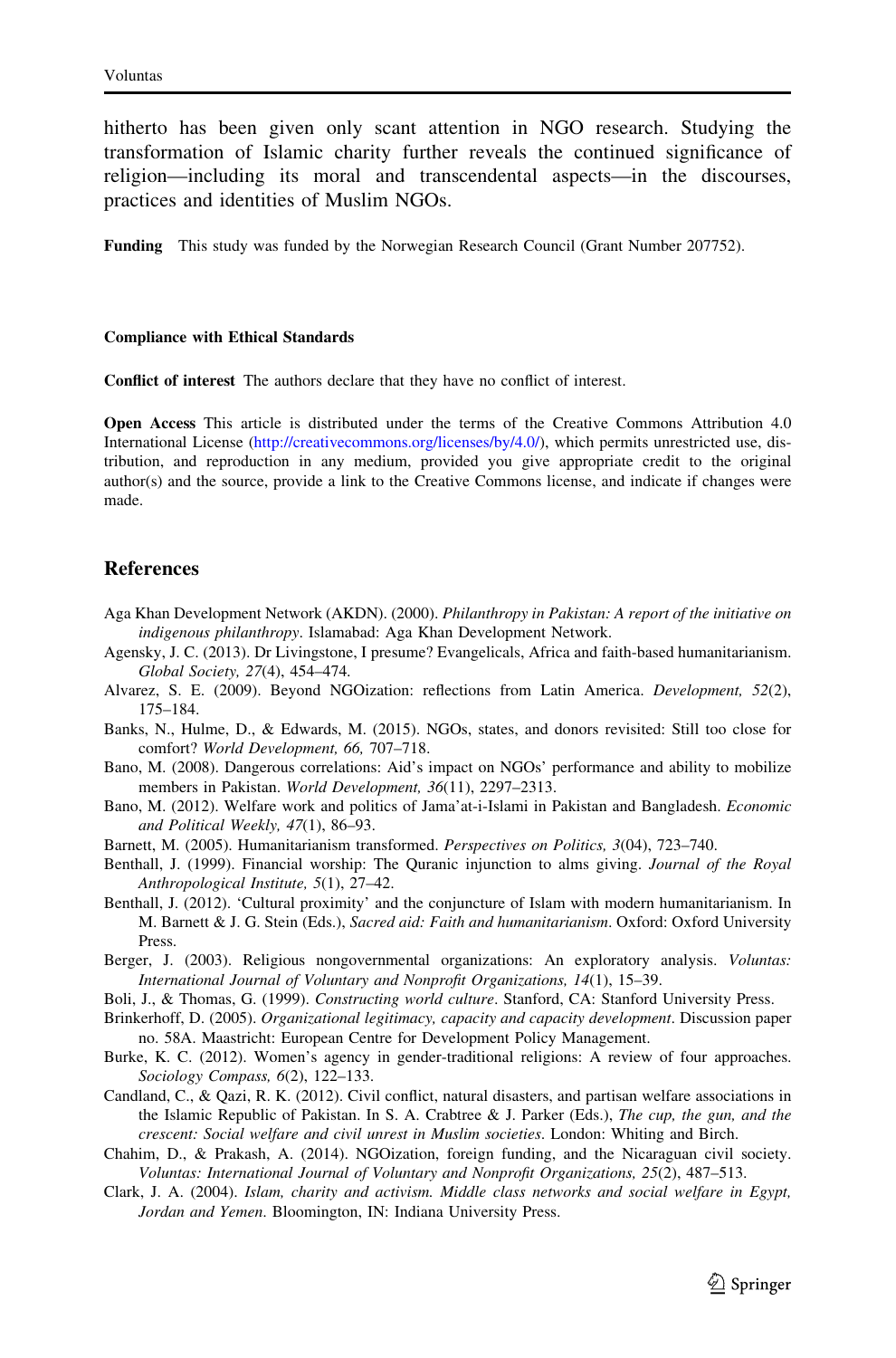hitherto has been given only scant attention in NGO research. Studying the transformation of Islamic charity further reveals the continued significance of religion—including its moral and transcendental aspects—in the discourses, practices and identities of Muslim NGOs.

**Funding** This study was funded by the Norwegian Research Council (Grant Number 207752).

**Compliance with Ethical Standards**

**Conflict of interest** The authors declare that they have no conflict of interest.

**Open Access** This article is distributed under the terms of the Creative Commons Attribution 4.0 International License (http://creativecommons.org/licenses/by/4.0/), which permits unrestricted use, distribution, and reproduction in any medium, provided you give appropriate credit to the original author(s) and the source, provide a link to the Creative Commons license, and indicate if changes were made.

## References

Aga Khan Development Network (AKDN). (2000). *Philanthropy in Pakistan: A report of the initiative on indigenous philanthropy*. Islamabad: Aga Khan Development Network.

Agensky, J. C. (2013). Dr Livingstone, I presume? Evangelicals, Africa and faith-based humanitarianism. *Global Society, 27*(4), 454–474.

Alvarez, S. E. (2009). Beyond NGOization: reflections from Latin America. *Development, 52*(2), 175–184.

Banks, N., Hulme, D., & Edwards, M. (2015). NGOs, states, and donors revisited: Still too close for comfort? *World Development, 66,* 707–718.

Bano, M. (2008). Dangerous correlations: Aid's impact on NGOs' performance and ability to mobilize members in Pakistan. *World Development, 36*(11), 2297–2313.

Bano, M. (2012). Welfare work and politics of Jama'at-i-Islami in Pakistan and Bangladesh. *Economic and Political Weekly, 47*(1), 86–93.

Barnett, M. (2005). Humanitarianism transformed. *Perspectives on Politics, 3*(04), 723–740.

Benthall, J. (1999). Financial worship: The Quranic injunction to alms giving. *Journal of the Royal Anthropological Institute, 5*(1), 27–42.

Benthall, J. (2012). 'Cultural proximity' and the conjuncture of Islam with modern humanitarianism. In M. Barnett & J. G. Stein (Eds.), *Sacred aid: Faith and humanitarianism*. Oxford: Oxford University Press.

Berger, J. (2003). Religious nongovernmental organizations: An exploratory analysis. *Voluntas: International Journal of Voluntary and Nonprofit Organizations, 14*(1), 15–39.

Boli, J., & Thomas, G. (1999). *Constructing world culture*. Stanford, CA: Stanford University Press.

Brinkerhoff, D. (2005). *Organizational legitimacy, capacity and capacity development*. Discussion paper no. 58A. Maastricht: European Centre for Development Policy Management.

Burke, K. C. (2012). Women's agency in gender-traditional religions: A review of four approaches. *Sociology Compass, 6*(2), 122–133.

Candland, C., & Qazi, R. K. (2012). Civil conflict, natural disasters, and partisan welfare associations in the Islamic Republic of Pakistan. In S. A. Crabtree & J. Parker (Eds.), *The cup, the gun, and the crescent: Social welfare and civil unrest in Muslim societies*. London: Whiting and Birch.

Chahim, D., & Prakash, A. (2014). NGOization, foreign funding, and the Nicaraguan civil society. *Voluntas: International Journal of Voluntary and Nonprofit Organizations, 25*(2), 487–513.

Clark, J. A. (2004). *Islam, charity and activism. Middle class networks and social welfare in Egypt, Jordan and Yemen*. Bloomington, IN: Indiana University Press.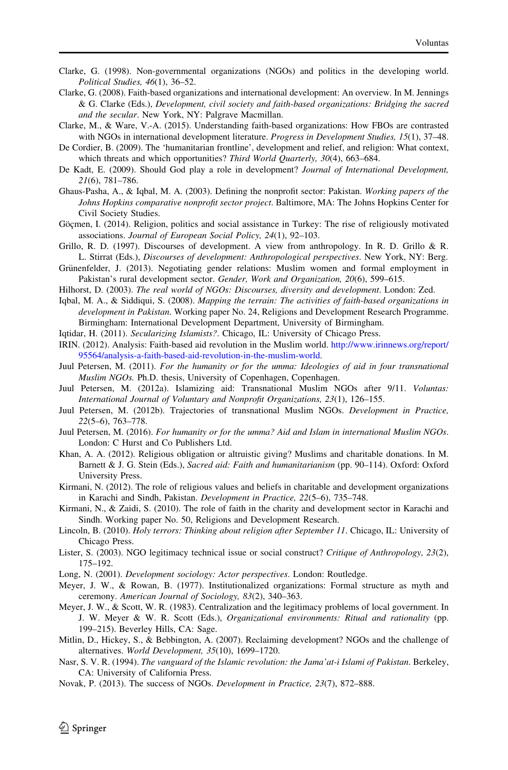Clarke, G. (1998). Non-governmental organizations (NGOs) and politics in the developing world. *Political Studies, 46*(1), 36–52.

Clarke, G. (2008). Faith-based organizations and international development: An overview. In M. Jennings & G. Clarke (Eds.), *Development, civil society and faith-based organizations: Bridging the sacred and the secular*. New York, NY: Palgrave Macmillan.

Clarke, M., & Ware, V.-A. (2015). Understanding faith-based organizations: How FBOs are contrasted with NGOs in international development literature. *Progress in Development Studies, 15*(1), 37–48.

De Cordier, B. (2009). The 'humanitarian frontline', development and relief, and religion: What context, which threats and which opportunities? *Third World Quarterly, 30*(4), 663–684.

De Kadt, E. (2009). Should God play a role in development? *Journal of International Development, 21*(6), 781–786.

Ghaus-Pasha, A., & Iqbal, M. A. (2003). Defining the nonprofit sector: Pakistan. *Working papers of the Johns Hopkins comparative nonprofit sector project*. Baltimore, MA: The Johns Hopkins Center for Civil Society Studies.

Göçmen, I. (2014). Religion, politics and social assistance in Turkey: The rise of religiously motivated associations. *Journal of European Social Policy, 24*(1), 92–103.

Grillo, R. D. (1997). Discourses of development. A view from anthropology. In R. D. Grillo & R. L. Stirrat (Eds.), *Discourses of development: Anthropological perspectives*. New York, NY: Berg.

Grünenfelder, J. (2013). Negotiating gender relations: Muslim women and formal employment in Pakistan's rural development sector. *Gender, Work and Organization, 20*(6), 599–615.

Hilhorst, D. (2003). *The real world of NGOs: Discourses, diversity and development*. London: Zed.

Iqbal, M. A., & Siddiqui, S. (2008). *Mapping the terrain: The activities of faith-based organizations in development in Pakistan*. Working paper No. 24, Religions and Development Research Programme. Birmingham: International Development Department, University of Birmingham.

Iqtidar, H. (2011). *Secularizing Islamists?*. Chicago, IL: University of Chicago Press.

IRIN. (2012). Analysis: Faith-based aid revolution in the Muslim world. http://www.irinnews.org/report/95564/analysis-a-faith-based-aid-revolution-in-the-muslim-world.

Juul Petersen, M. (2011). *For the humanity or for the umma: Ideologies of aid in four transnational Muslim NGOs*. Ph.D. thesis, University of Copenhagen, Copenhagen.

Juul Petersen, M. (2012a). Islamizing aid: Transnational Muslim NGOs after 9/11. *Voluntas: International Journal of Voluntary and Nonprofit Organizations, 23*(1), 126–155.

Juul Petersen, M. (2012b). Trajectories of transnational Muslim NGOs. *Development in Practice, 22*(5–6), 763–778.

Juul Petersen, M. (2016). *For humanity or for the umma? Aid and Islam in international Muslim NGOs*. London: C Hurst and Co Publishers Ltd.

Khan, A. A. (2012). Religious obligation or altruistic giving? Muslims and charitable donations. In M. Barnett & J. G. Stein (Eds.), *Sacred aid: Faith and humanitarianism* (pp. 90–114). Oxford: Oxford University Press.

Kirmani, N. (2012). The role of religious values and beliefs in charitable and development organizations in Karachi and Sindh, Pakistan. *Development in Practice, 22*(5–6), 735–748.

Kirmani, N., & Zaidi, S. (2010). The role of faith in the charity and development sector in Karachi and Sindh. Working paper No. 50, Religions and Development Research.

Lincoln, B. (2010). *Holy terrors: Thinking about religion after September 11*. Chicago, IL: University of Chicago Press.

Lister, S. (2003). NGO legitimacy technical issue or social construct? *Critique of Anthropology, 23*(2), 175–192.

Long, N. (2001). *Development sociology: Actor perspectives*. London: Routledge.

Meyer, J. W., & Rowan, B. (1977). Institutionalized organizations: Formal structure as myth and ceremony. *American Journal of Sociology, 83*(2), 340–363.

Meyer, J. W., & Scott, W. R. (1983). Centralization and the legitimacy problems of local government. In J. W. Meyer & W. R. Scott (Eds.), *Organizational environments: Ritual and rationality* (pp. 199–215). Beverley Hills, CA: Sage.

Mitlin, D., Hickey, S., & Bebbington, A. (2007). Reclaiming development? NGOs and the challenge of alternatives. *World Development, 35*(10), 1699–1720.

Nasr, S. V. R. (1994). *The vanguard of the Islamic revolution: the Jama'at-i Islami of Pakistan*. Berkeley, CA: University of California Press.

Novak, P. (2013). The success of NGOs. *Development in Practice, 23*(7), 872–888.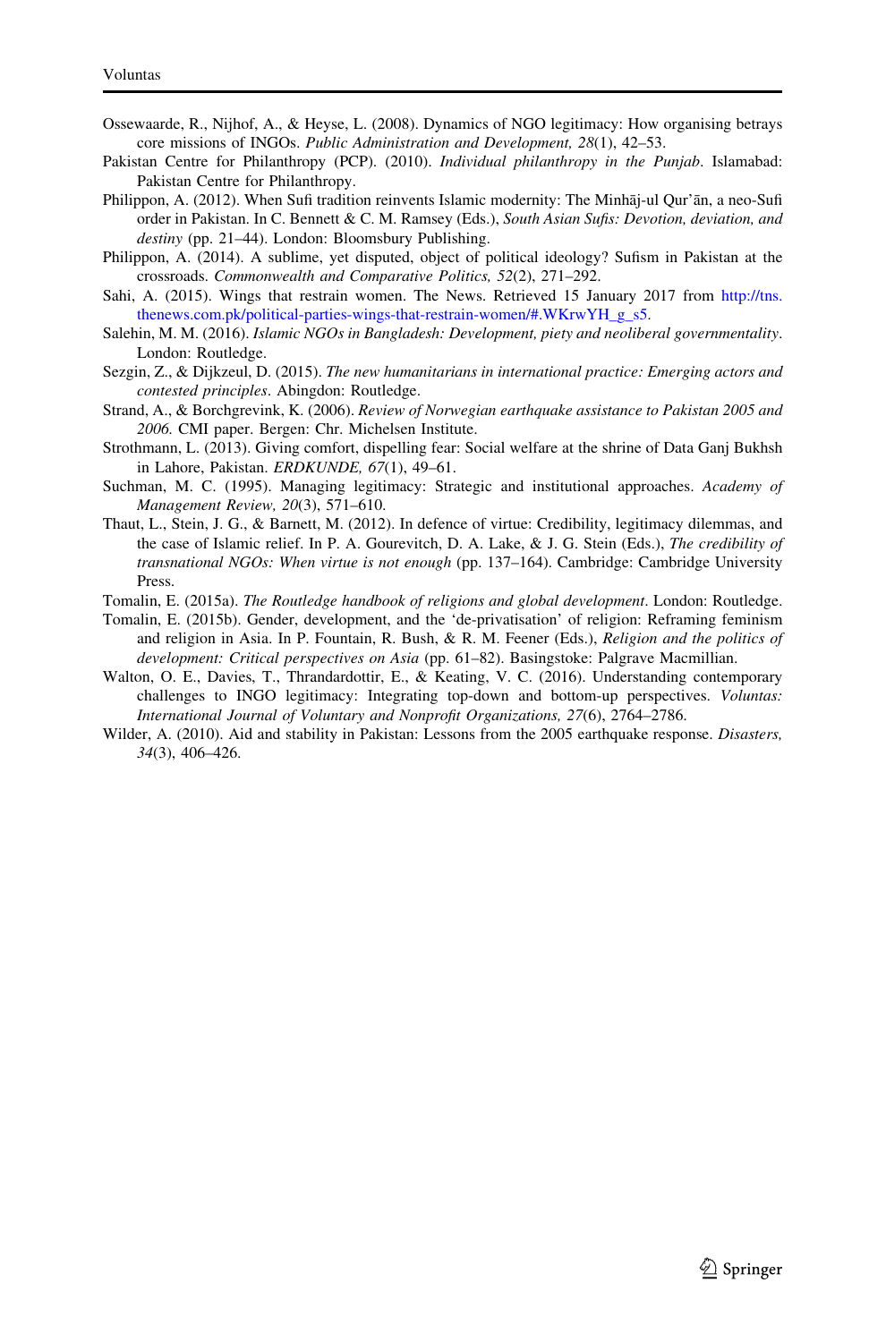Ossewaarde, R., Nijhof, A., & Heyse, L. (2008). Dynamics of NGO legitimacy: How organising betrays core missions of INGOs. *Public Administration and Development, 28*(1), 42–53.

Pakistan Centre for Philanthropy (PCP). (2010). *Individual philanthropy in the Punjab*. Islamabad: Pakistan Centre for Philanthropy.

Philippon, A. (2012). When Sufi tradition reinvents Islamic modernity: The Minhāj-ul Qur'ān, a neo-Sufi order in Pakistan. In C. Bennett & C. M. Ramsey (Eds.), *South Asian Sufis: Devotion, deviation, and destiny* (pp. 21–44). London: Bloomsbury Publishing.

Philippon, A. (2014). A sublime, yet disputed, object of political ideology? Sufism in Pakistan at the crossroads. *Commonwealth and Comparative Politics, 52*(2), 271–292.

Sahi, A. (2015). Wings that restrain women. The News. Retrieved 15 January 2017 from http://tns.thenews.com.pk/political-parties-wings-that-restrain-women/#.WKrwYH_g_s5.

Salehin, M. M. (2016). *Islamic NGOs in Bangladesh: Development, piety and neoliberal governmentality*. London: Routledge.

Sezgin, Z., & Dijkzeul, D. (2015). *The new humanitarians in international practice: Emerging actors and contested principles*. Abingdon: Routledge.

Strand, A., & Borchgrevink, K. (2006). *Review of Norwegian earthquake assistance to Pakistan 2005 and 2006.* CMI paper. Bergen: Chr. Michelsen Institute.

Strothmann, L. (2013). Giving comfort, dispelling fear: Social welfare at the shrine of Data Ganj Bukhsh in Lahore, Pakistan. *ERDKUNDE, 67*(1), 49–61.

Suchman, M. C. (1995). Managing legitimacy: Strategic and institutional approaches. *Academy of Management Review, 20*(3), 571–610.

Thaut, L., Stein, J. G., & Barnett, M. (2012). In defence of virtue: Credibility, legitimacy dilemmas, and the case of Islamic relief. In P. A. Gourevitch, D. A. Lake, & J. G. Stein (Eds.), *The credibility of transnational NGOs: When virtue is not enough* (pp. 137–164). Cambridge: Cambridge University Press.

Tomalin, E. (2015a). *The Routledge handbook of religions and global development*. London: Routledge.

Tomalin, E. (2015b). Gender, development, and the 'de-privatisation' of religion: Reframing feminism and religion in Asia. In P. Fountain, R. Bush, & R. M. Feener (Eds.), *Religion and the politics of development: Critical perspectives on Asia* (pp. 61–82). Basingstoke: Palgrave Macmillian.

Walton, O. E., Davies, T., Thrandardottir, E., & Keating, V. C. (2016). Understanding contemporary challenges to INGO legitimacy: Integrating top-down and bottom-up perspectives. *Voluntas: International Journal of Voluntary and Nonprofit Organizations, 27*(6), 2764–2786.

Wilder, A. (2010). Aid and stability in Pakistan: Lessons from the 2005 earthquake response. *Disasters, 34*(3), 406–426.